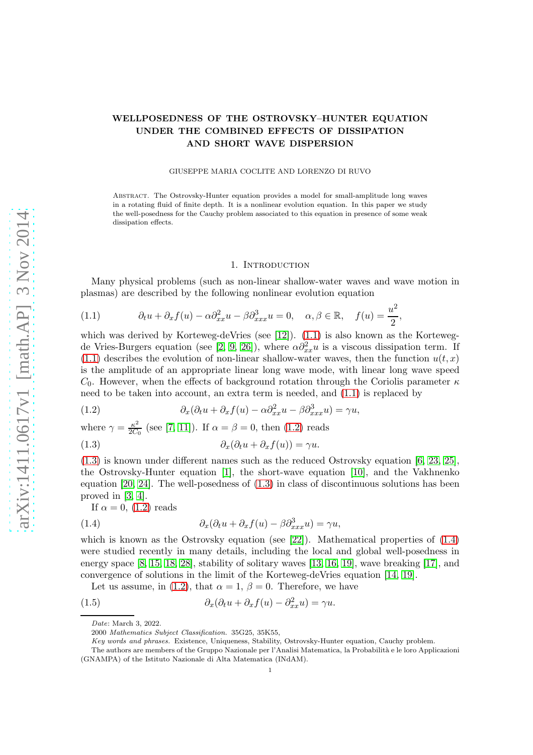# WELLPOSEDNESS OF THE OSTROVSKY–HUNTER EQUATION UNDER THE COMBINED EFFECTS OF DISSIPATION AND SHORT WAVE DISPERSION

GIUSEPPE MARIA COCLITE AND LORENZO DI RUVO

Abstract. The Ostrovsky-Hunter equation provides a model for small-amplitude long waves in a rotating fluid of finite depth. It is a nonlinear evolution equation. In this paper we study the well-posedness for the Cauchy problem associated to this equation in presence of some weak dissipation effects.

## 1. Introduction

Many physical problems (such as non-linear shallow-water waves and wave motion in plasmas) are described by the following nonlinear evolution equation

$$
\partial_t u + \partial_x f(u) - \alpha \partial_{xx}^2 u - \beta \partial_{xxx}^3 u = 0, \quad \alpha, \beta \in \mathbb{R}, \quad f(u) = \frac{u^2}{2}, \tag{1.1}
$$

which was derived by Korteweg-deVries (see [12]). (1.1) is also known as the Korteweg-de Vries-Burgers equation (see [2, 9, 26]), where $\alpha \partial_{xx}^2 u$ is a viscous dissipation term. If (1.1) describes the evolution of non-linear shallow-water waves, then the function $u(t, x)$ is the amplitude of an appropriate linear long wave mode, with linear long wave speed $C_0$. However, when the effects of background rotation through the Coriolis parameter $\kappa$ need to be taken into account, an extra term is needed, and (1.1) is replaced by

$$
\partial_x(\partial_t u + \partial_x f(u) - \alpha \partial_{xx}^2 u - \beta \partial_{xxx}^3 u) = \gamma u, \tag{1.2}
$$

where $\gamma = \frac{\kappa^2}{2C_0}$ (see [7, 11]). If $\alpha = \beta = 0$, then (1.2) reads

$$
\partial_x(\partial_t u + \partial_x f(u)) = \gamma u. \tag{1.3}
$$

(1.3) is known under different names such as the reduced Ostrovsky equation [6, 23, 25], the Ostrovsky-Hunter equation [1], the short-wave equation [10], and the Vakhnenko equation [20, 24]. The well-posedness of (1.3) in class of discontinuous solutions has been proved in [3, 4].

If $\alpha = 0$, (1.2) reads

$$
\partial_x(\partial_t u + \partial_x f(u) - \beta \partial_{xxx}^3 u) = \gamma u, \tag{1.4}
$$

which is known as the Ostrovsky equation (see [22]). Mathematical properties of (1.4) were studied recently in many details, including the local and global well-posedness in energy space [8, 15, 18, 28], stability of solitary waves [13, 16, 19], wave breaking [17], and convergence of solutions in the limit of the Korteweg-deVries equation [14, 19].

Let us assume, in (1.2), that $\alpha = 1$, $\beta = 0$. Therefore, we have

$$
\partial_x(\partial_t u + \partial_x f(u) - \partial_{xx}^2 u) = \gamma u. \tag{1.5}
$$

---

*Date*: March 3, 2022.

2000 *Mathematics Subject Classification.* 35G25, 35K55,

*Key words and phrases.* Existence, Uniqueness, Stability, Ostrovsky-Hunter equation, Cauchy problem.

The authors are members of the Gruppo Nazionale per l'Analisi Matematica, la Probabilità e le loro Applicazioni (GNAMPA) of the Istituto Nazionale di Alta Matematica (INdAM).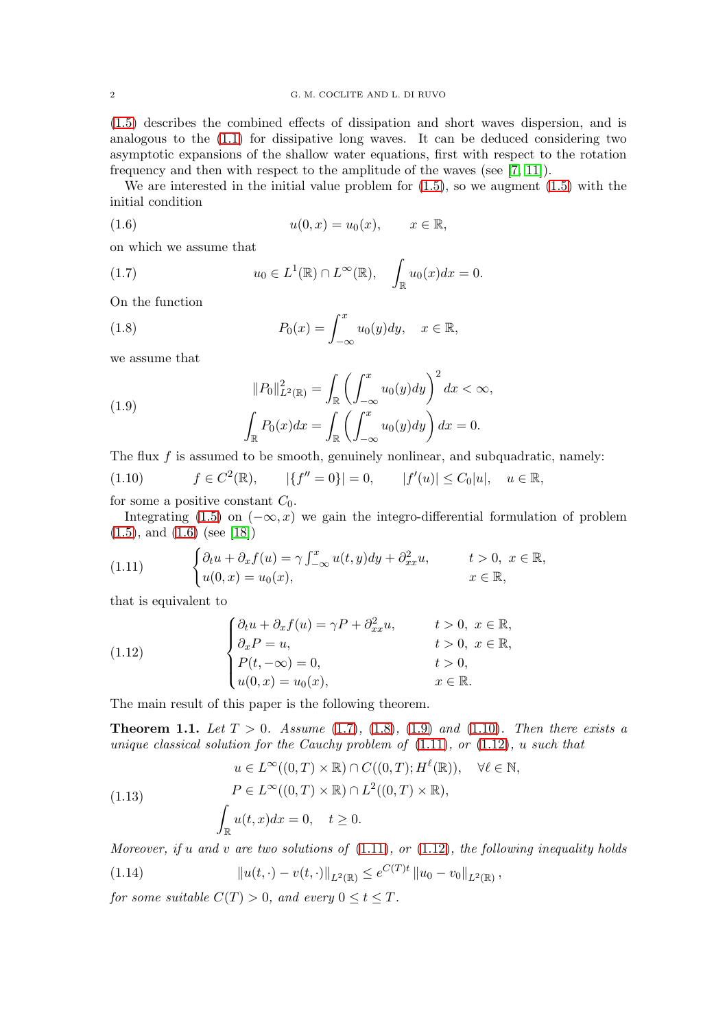(1.5) describes the combined effects of dissipation and short waves dispersion, and is analogous to the (1.1) for dissipative long waves. It can be deduced considering two asymptotic expansions of the shallow water equations, first with respect to the rotation frequency and then with respect to the amplitude of the waves (see [7, 11]).

We are interested in the initial value problem for (1.5), so we augment (1.5) with the initial condition

$$u(0,x) = u_0(x), \qquad x \in \mathbb{R}, \tag{1.6}$$

on which we assume that

$$u_0 \in L^1(\mathbb{R}) \cap L^\infty(\mathbb{R}), \quad \int_{\mathbb{R}} u_0(x)dx = 0. \tag{1.7}$$

On the function

$$P_0(x) = \int_{-\infty}^{x} u_0(y)dy, \quad x \in \mathbb{R}, \tag{1.8}$$

we assume that

$$\begin{aligned} \|P_0\|^2_{L^2(\mathbb{R})} &= \int_{\mathbb{R}} \left( \int_{-\infty}^{x} u_0(y)dy \right)^2 dx < \infty, \\ \int_{\mathbb{R}} P_0(x)dx &= \int_{\mathbb{R}} \left( \int_{-\infty}^{x} u_0(y)dy \right) dx = 0. \end{aligned} \tag{1.9}$$

The flux $f$ is assumed to be smooth, genuinely nonlinear, and subquadratic, namely:

$$f \in C^2(\mathbb{R}), \qquad |\{f'' = 0\}| = 0, \qquad |f'(u)| \leq C_0|u|, \quad u \in \mathbb{R}, \tag{1.10}$$

for some a positive constant $C_0$.

Integrating (1.5) on $(-\infty, x)$ we gain the integro-differential formulation of problem (1.5), and (1.6) (see [18])

$$\begin{cases} \partial_t u + \partial_x f(u) = \gamma \int_{-\infty}^{x} u(t,y)dy + \partial^2_{xx} u, & t > 0, \ x \in \mathbb{R}, \\ u(0,x) = u_0(x), & x \in \mathbb{R}, \end{cases} \tag{1.11}$$

that is equivalent to

$$\begin{cases} \partial_t u + \partial_x f(u) = \gamma P + \partial^2_{xx} u, & t > 0, \ x \in \mathbb{R}, \\ \partial_x P = u, & t > 0, \ x \in \mathbb{R}, \\ P(t, -\infty) = 0, & t > 0, \\ u(0,x) = u_0(x), & x \in \mathbb{R}. \end{cases} \tag{1.12}$$

The main result of this paper is the following theorem.

**Theorem 1.1.** *Let $T > 0$. Assume (1.7), (1.8), (1.9) and (1.10). Then there exists a unique classical solution for the Cauchy problem of (1.11), or (1.12), $u$ such that*

$$\begin{aligned} & u \in L^\infty((0,T) \times \mathbb{R}) \cap C((0,T); H^\ell(\mathbb{R})), \quad \forall \ell \in \mathbb{N}, \\ & P \in L^\infty((0,T) \times \mathbb{R}) \cap L^2((0,T) \times \mathbb{R}), \\ & \int_{\mathbb{R}} u(t,x)dx = 0, \quad t \geq 0. \end{aligned} \tag{1.13}$$

*Moreover, if $u$ and $v$ are two solutions of (1.11), or (1.12), the following inequality holds*

$$\|u(t,\cdot) - v(t,\cdot)\|_{L^2(\mathbb{R})} \leq e^{C(T)t} \|u_0 - v_0\|_{L^2(\mathbb{R})}, \tag{1.14}$$

*for some suitable $C(T) > 0$, and every $0 \leq t \leq T$.*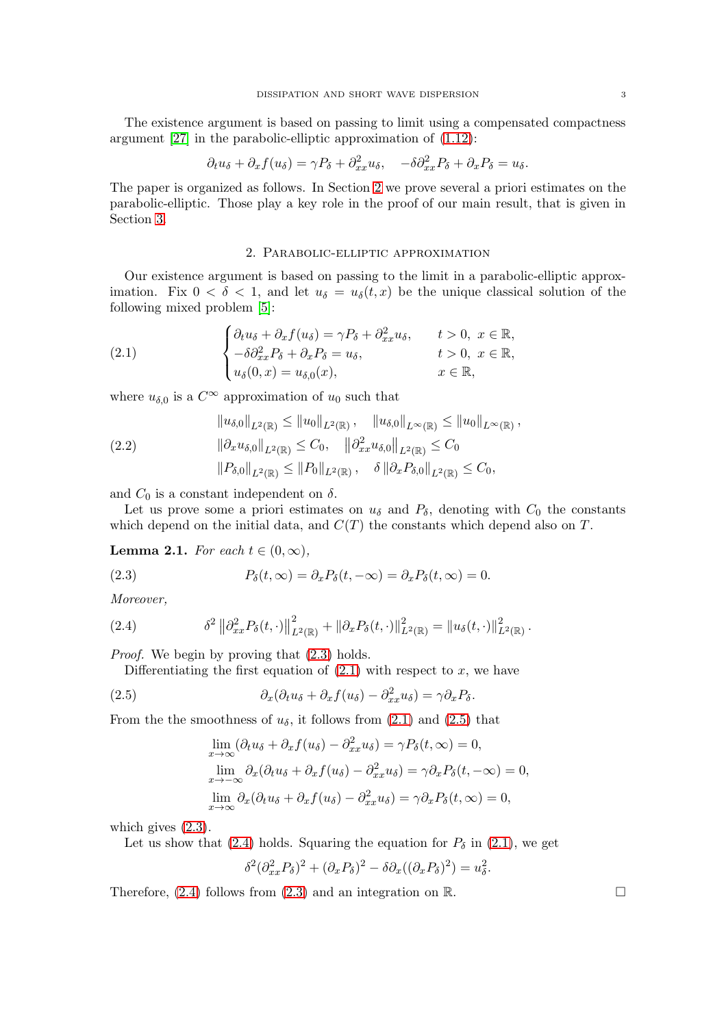The existence argument is based on passing to limit using a compensated compactness argument [27] in the parabolic-elliptic approximation of (1.12):

$$\partial_t u_\delta + \partial_x f(u_\delta) = \gamma P_\delta + \partial_{xx}^2 u_\delta, \quad -\delta \partial_{xx}^2 P_\delta + \partial_x P_\delta = u_\delta.$$

The paper is organized as follows. In Section 2 we prove several a priori estimates on the parabolic-elliptic. Those play a key role in the proof of our main result, that is given in Section 3.

## 2. Parabolic-elliptic approximation

Our existence argument is based on passing to the limit in a parabolic-elliptic approximation. Fix $0 < \delta < 1$, and let $u_\delta = u_\delta(t,x)$ be the unique classical solution of the following mixed problem [5]:

$$\begin{cases} \partial_t u_\delta + \partial_x f(u_\delta) = \gamma P_\delta + \partial_{xx}^2 u_\delta, & t > 0, \ x \in \mathbb{R}, \\ -\delta \partial_{xx}^2 P_\delta + \partial_x P_\delta = u_\delta, & t > 0, \ x \in \mathbb{R}, \\ u_\delta(0,x) = u_{\delta,0}(x), & x \in \mathbb{R}, \end{cases} \tag{2.1}$$

where $u_{\delta,0}$ is a $C^\infty$ approximation of $u_0$ such that

$$\begin{aligned} &\|u_{\delta,0}\|_{L^2(\mathbb{R})} \le \|u_0\|_{L^2(\mathbb{R})}, \quad \|u_{\delta,0}\|_{L^\infty(\mathbb{R})} \le \|u_0\|_{L^\infty(\mathbb{R})}, \\ &\|\partial_x u_{\delta,0}\|_{L^2(\mathbb{R})} \le C_0, \quad \left\|\partial_{xx}^2 u_{\delta,0}\right\|_{L^2(\mathbb{R})} \le C_0 \\ &\|P_{\delta,0}\|_{L^2(\mathbb{R})} \le \|P_0\|_{L^2(\mathbb{R})}, \quad \delta \|\partial_x P_{\delta,0}\|_{L^2(\mathbb{R})} \le C_0, \end{aligned} \tag{2.2}$$

and $C_0$ is a constant independent on $\delta$.

Let us prove some a priori estimates on $u_\delta$ and $P_\delta$, denoting with $C_0$ the constants which depend on the initial data, and $C(T)$ the constants which depend also on $T$.

**Lemma 2.1.** *For each $t \in (0,\infty)$,*

$$P_\delta(t,\infty) = \partial_x P_\delta(t,-\infty) = \partial_x P_\delta(t,\infty) = 0. \tag{2.3}$$

*Moreover,*

$$\delta^2 \left\|\partial_{xx}^2 P_\delta(t,\cdot)\right\|_{L^2(\mathbb{R})}^2 + \|\partial_x P_\delta(t,\cdot)\|_{L^2(\mathbb{R})}^2 = \|u_\delta(t,\cdot)\|_{L^2(\mathbb{R})}^2. \tag{2.4}$$

*Proof.* We begin by proving that (2.3) holds.

Differentiating the first equation of (2.1) with respect to $x$, we have

$$\partial_x(\partial_t u_\delta + \partial_x f(u_\delta) - \partial_{xx}^2 u_\delta) = \gamma \partial_x P_\delta. \tag{2.5}$$

From the the smoothness of $u_\delta$, it follows from (2.1) and (2.5) that

$$\begin{aligned} &\lim_{x\to\infty} (\partial_t u_\delta + \partial_x f(u_\delta) - \partial_{xx}^2 u_\delta) = \gamma P_\delta(t,\infty) = 0, \\ &\lim_{x\to-\infty} \partial_x(\partial_t u_\delta + \partial_x f(u_\delta) - \partial_{xx}^2 u_\delta) = \gamma \partial_x P_\delta(t,-\infty) = 0, \\ &\lim_{x\to\infty} \partial_x(\partial_t u_\delta + \partial_x f(u_\delta) - \partial_{xx}^2 u_\delta) = \gamma \partial_x P_\delta(t,\infty) = 0, \end{aligned}$$

which gives (2.3).

Let us show that (2.4) holds. Squaring the equation for $P_\delta$ in (2.1), we get

$$\delta^2 (\partial_{xx}^2 P_\delta)^2 + (\partial_x P_\delta)^2 - \delta \partial_x((\partial_x P_\delta)^2) = u_\delta^2.$$

Therefore, (2.4) follows from (2.3) and an integration on $\mathbb{R}$. $\square$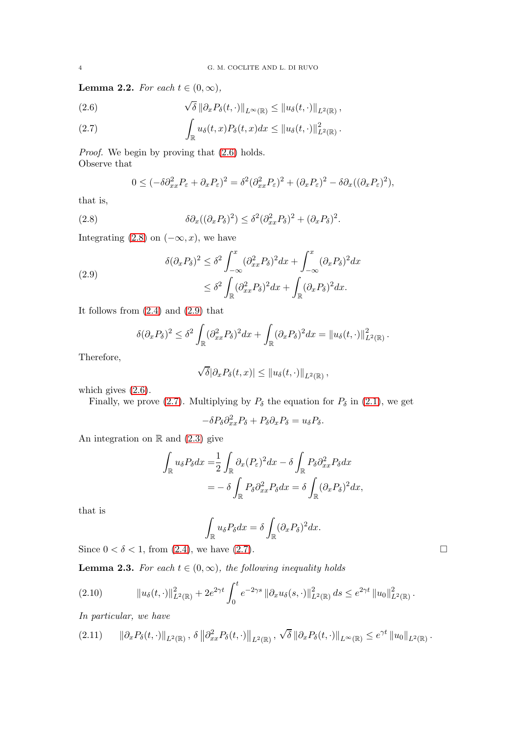**Lemma 2.2.** *For each $t \in (0, \infty)$,*

$$\sqrt{\delta} \left\| \partial_x P_\delta(t, \cdot) \right\|_{L^\infty(\mathbb{R})} \leq \left\| u_\delta(t, \cdot) \right\|_{L^2(\mathbb{R})}, \tag{2.6}$$

$$\int_{\mathbb{R}} u_\delta(t, x) P_\delta(t, x) dx \leq \left\| u_\delta(t, \cdot) \right\|^2_{L^2(\mathbb{R})}. \tag{2.7}$$

*Proof.* We begin by proving that (2.6) holds.
Observe that

$$0 \leq (-\delta \partial^2_{xx} P_\varepsilon + \partial_x P_\varepsilon)^2 = \delta^2 (\partial^2_{xx} P_\varepsilon)^2 + (\partial_x P_\varepsilon)^2 - \delta \partial_x ((\partial_x P_\varepsilon)^2),$$

that is,

$$\delta \partial_x ((\partial_x P_\delta)^2) \leq \delta^2 (\partial^2_{xx} P_\delta)^2 + (\partial_x P_\delta)^2. \tag{2.8}$$

Integrating (2.8) on $(-\infty, x)$, we have

$$\begin{aligned} \delta (\partial_x P_\delta)^2 &\leq \delta^2 \int_{-\infty}^{x} (\partial^2_{xx} P_\delta)^2 dx + \int_{-\infty}^{x} (\partial_x P_\delta)^2 dx \\ &\leq \delta^2 \int_{\mathbb{R}} (\partial^2_{xx} P_\delta)^2 dx + \int_{\mathbb{R}} (\partial_x P_\delta)^2 dx. \end{aligned} \tag{2.9}$$

It follows from (2.4) and (2.9) that

$$\delta (\partial_x P_\delta)^2 \leq \delta^2 \int_{\mathbb{R}} (\partial^2_{xx} P_\delta)^2 dx + \int_{\mathbb{R}} (\partial_x P_\delta)^2 dx = \left\| u_\delta(t, \cdot) \right\|^2_{L^2(\mathbb{R})}.$$

Therefore,

$$\sqrt{\delta} |\partial_x P_\delta(t, x)| \leq \left\| u_\delta(t, \cdot) \right\|_{L^2(\mathbb{R})},$$

which gives (2.6).

Finally, we prove (2.7). Multiplying by $P_\delta$ the equation for $P_\delta$ in (2.1), we get

$$-\delta P_\delta \partial^2_{xx} P_\delta + P_\delta \partial_x P_\delta = u_\delta P_\delta.$$

An integration on $\mathbb{R}$ and (2.3) give

$$\begin{aligned} \int_{\mathbb{R}} u_\delta P_\delta dx =& \frac{1}{2} \int_{\mathbb{R}} \partial_x (P_\varepsilon)^2 dx - \delta \int_{\mathbb{R}} P_\delta \partial^2_{xx} P_\delta dx \\ =& -\delta \int_{\mathbb{R}} P_\delta \partial^2_{xx} P_\delta dx = \delta \int_{\mathbb{R}} (\partial_x P_\delta)^2 dx, \end{aligned}$$

that is

$$\int_{\mathbb{R}} u_\delta P_\delta dx = \delta \int_{\mathbb{R}} (\partial_x P_\delta)^2 dx.$$

Since $0 < \delta < 1$, from (2.4), we have (2.7). $\square$

**Lemma 2.3.** *For each $t \in (0, \infty)$, the following inequality holds*

$$\left\| u_\delta(t, \cdot) \right\|^2_{L^2(\mathbb{R})} + 2e^{2\gamma t} \int_0^t e^{-2\gamma s} \left\| \partial_x u_\delta(s, \cdot) \right\|^2_{L^2(\mathbb{R})} ds \leq e^{2\gamma t} \left\| u_0 \right\|^2_{L^2(\mathbb{R})}. \tag{2.10}$$

*In particular, we have*

$$\left\| \partial_x P_\delta(t, \cdot) \right\|_{L^2(\mathbb{R})}, \ \delta \left\| \partial^2_{xx} P_\delta(t, \cdot) \right\|_{L^2(\mathbb{R})}, \ \sqrt{\delta} \left\| \partial_x P_\delta(t, \cdot) \right\|_{L^\infty(\mathbb{R})} \leq e^{\gamma t} \left\| u_0 \right\|_{L^2(\mathbb{R})}. \tag{2.11}$$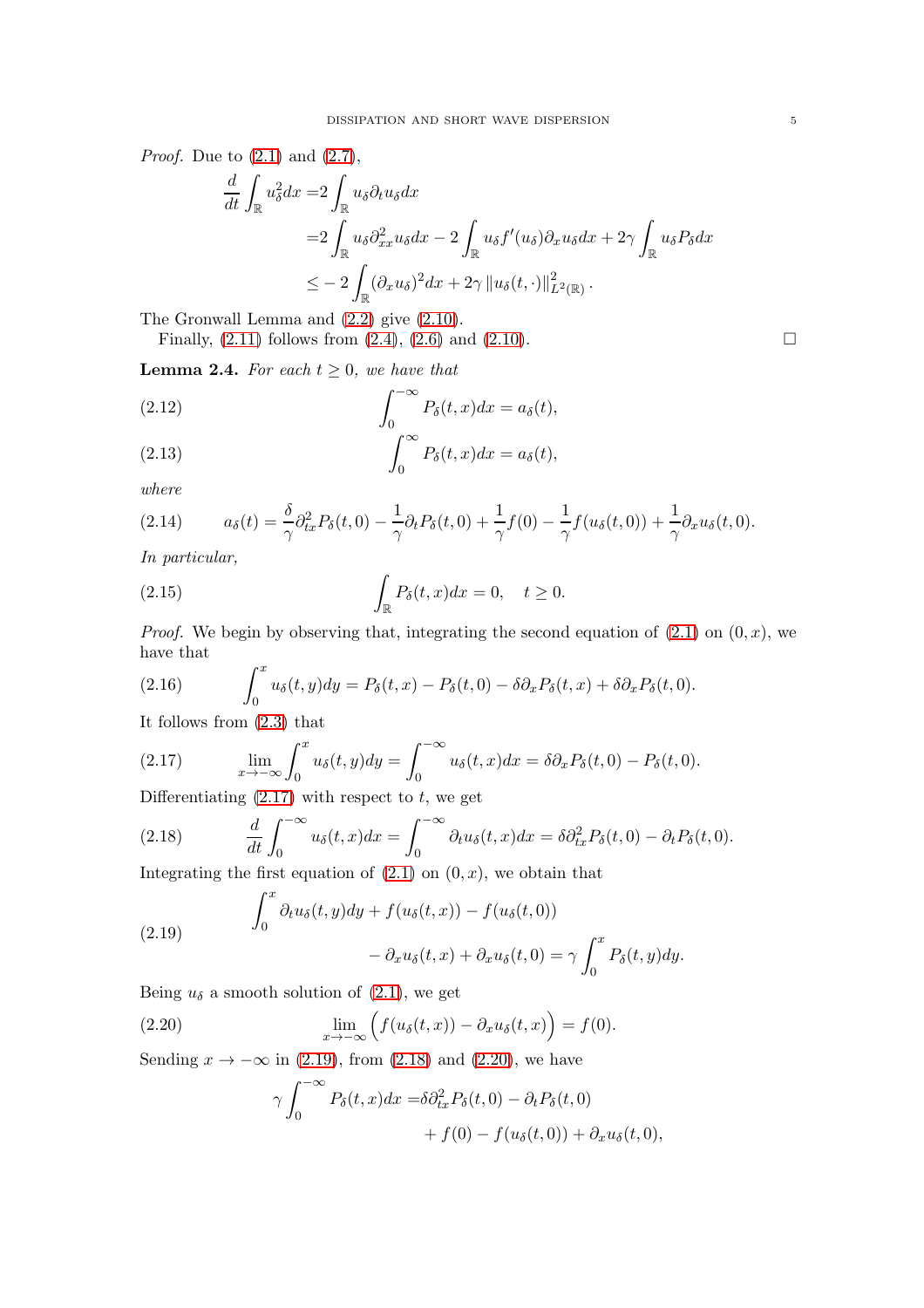*Proof.* Due to (2.1) and (2.7),

$$
\begin{aligned}
\frac{d}{dt}\int_{\mathbb{R}} u_\delta^2 dx =& 2\int_{\mathbb{R}} u_\delta \partial_t u_\delta dx\\
=& 2\int_{\mathbb{R}} u_\delta \partial_{xx}^2 u_\delta dx - 2\int_{\mathbb{R}} u_\delta f'(u_\delta)\partial_x u_\delta dx + 2\gamma\int_{\mathbb{R}} u_\delta P_\delta dx\\
\leq& -2\int_{\mathbb{R}} (\partial_x u_\delta)^2 dx + 2\gamma \left\| u_\delta(t,\cdot)\right\|^2_{L^2(\mathbb{R})}.
\end{aligned}
$$

The Gronwall Lemma and (2.2) give (2.10).

Finally, (2.11) follows from (2.4), (2.6) and (2.10). $\square$

**Lemma 2.4.** *For each $t \geq 0$, we have that*

$$
\int_0^{-\infty} P_\delta(t,x)dx = a_\delta(t), \tag{2.12}
$$

$$
\int_0^{\infty} P_\delta(t,x)dx = a_\delta(t), \tag{2.13}
$$

*where*

$$
a_\delta(t) = \frac{\delta}{\gamma}\partial_{tx}^2 P_\delta(t,0) - \frac{1}{\gamma}\partial_t P_\delta(t,0) + \frac{1}{\gamma}f(0) - \frac{1}{\gamma}f(u_\delta(t,0)) + \frac{1}{\gamma}\partial_x u_\delta(t,0). \tag{2.14}
$$

*In particular,*

$$
\int_{\mathbb{R}} P_\delta(t,x)dx = 0, \quad t \geq 0. \tag{2.15}
$$

*Proof.* We begin by observing that, integrating the second equation of (2.1) on $(0,x)$, we have that

$$
\int_0^x u_\delta(t,y)dy = P_\delta(t,x) - P_\delta(t,0) - \delta\partial_x P_\delta(t,x) + \delta\partial_x P_\delta(t,0). \tag{2.16}
$$

It follows from (2.3) that

$$
\lim_{x\to-\infty}\int_0^x u_\delta(t,y)dy = \int_0^{-\infty} u_\delta(t,x)dx = \delta\partial_x P_\delta(t,0) - P_\delta(t,0). \tag{2.17}
$$

Differentiating (2.17) with respect to $t$, we get

$$
\frac{d}{dt}\int_0^{-\infty} u_\delta(t,x)dx = \int_0^{-\infty}\partial_t u_\delta(t,x)dx = \delta\partial_{tx}^2 P_\delta(t,0) - \partial_t P_\delta(t,0). \tag{2.18}
$$

Integrating the first equation of (2.1) on $(0,x)$, we obtain that

$$
\begin{aligned}
\int_0^x \partial_t u_\delta(t,y)dy + f(u_\delta(t,x)) - f(u_\delta(t,0))&\\
- \partial_x u_\delta(t,x) + \partial_x u_\delta(t,0) &= \gamma\int_0^x P_\delta(t,y)dy.
\end{aligned} \tag{2.19}
$$

Being $u_\delta$ a smooth solution of (2.1), we get

$$
\lim_{x\to-\infty}\Big(f(u_\delta(t,x)) - \partial_x u_\delta(t,x)\Big) = f(0). \tag{2.20}
$$

Sending $x \to -\infty$ in (2.19), from (2.18) and (2.20), we have

$$
\begin{aligned}
\gamma\int_0^{-\infty} P_\delta(t,x)dx =& \delta\partial_{tx}^2 P_\delta(t,0) - \partial_t P_\delta(t,0)\\
&+ f(0) - f(u_\delta(t,0)) + \partial_x u_\delta(t,0),
\end{aligned}
$$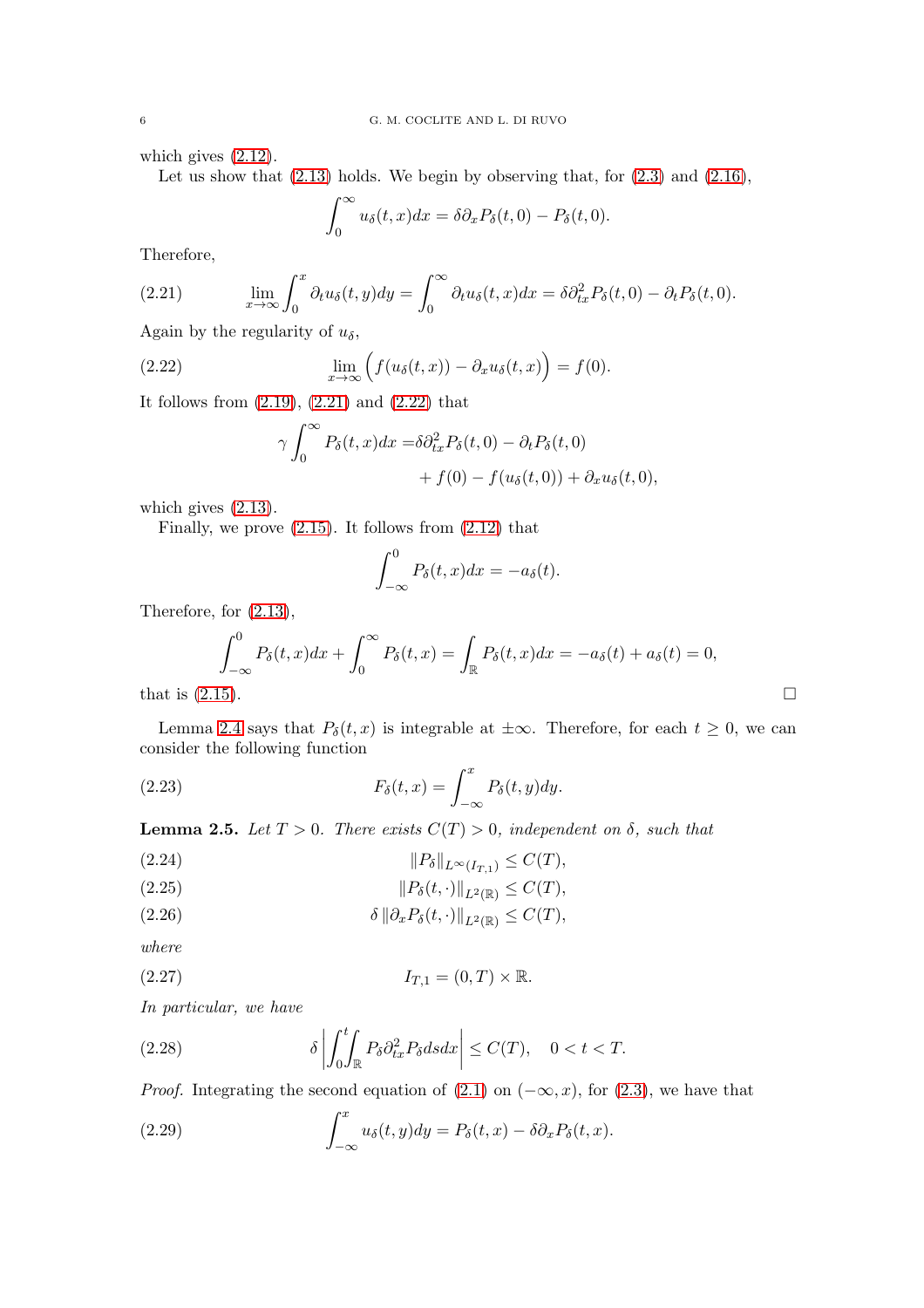which gives (2.12).

Let us show that (2.13) holds. We begin by observing that, for (2.3) and (2.16),

$$\int_0^\infty u_\delta(t,x)dx = \delta\partial_x P_\delta(t,0) - P_\delta(t,0).$$

Therefore,

$$\lim_{x\to\infty}\int_0^x \partial_t u_\delta(t,y)dy = \int_0^\infty \partial_t u_\delta(t,x)dx = \delta\partial_{tx}^2 P_\delta(t,0) - \partial_t P_\delta(t,0). \tag{2.21}$$

Again by the regularity of $u_\delta$,

$$\lim_{x\to\infty}\Big(f(u_\delta(t,x)) - \partial_x u_\delta(t,x)\Big) = f(0). \tag{2.22}$$

It follows from (2.19), (2.21) and (2.22) that

$$\begin{aligned}\gamma\int_0^\infty P_\delta(t,x)dx =&\delta\partial_{tx}^2 P_\delta(t,0) - \partial_t P_\delta(t,0)\\ &+ f(0) - f(u_\delta(t,0)) + \partial_x u_\delta(t,0),\end{aligned}$$

which gives (2.13).

Finally, we prove (2.15). It follows from (2.12) that

$$\int_{-\infty}^0 P_\delta(t,x)dx = -a_\delta(t).$$

Therefore, for (2.13),

$$\int_{-\infty}^0 P_\delta(t,x)dx + \int_0^\infty P_\delta(t,x) = \int_{\mathbb{R}} P_\delta(t,x)dx = -a_\delta(t) + a_\delta(t) = 0,$$

that is (2.15). $\square$

Lemma 2.4 says that $P_\delta(t,x)$ is integrable at $\pm\infty$. Therefore, for each $t \geq 0$, we can consider the following function

$$F_\delta(t,x) = \int_{-\infty}^x P_\delta(t,y)dy. \tag{2.23}$$

**Lemma 2.5.** *Let $T > 0$. There exists $C(T) > 0$, independent on $\delta$, such that*

$$\|P_\delta\|_{L^\infty(I_{T,1})} \leq C(T), \tag{2.24}$$

$$\|P_\delta(t,\cdot)\|_{L^2(\mathbb{R})} \leq C(T), \tag{2.25}$$

$$\delta\,\|\partial_x P_\delta(t,\cdot)\|_{L^2(\mathbb{R})} \leq C(T), \tag{2.26}$$

*where*

$$I_{T,1} = (0,T)\times\mathbb{R}. \tag{2.27}$$

*In particular, we have*

$$\delta\left|\int_0^t\!\!\int_{\mathbb{R}} P_\delta\partial_{tx}^2 P_\delta ds dx\right| \leq C(T), \quad 0 < t < T. \tag{2.28}$$

*Proof.* Integrating the second equation of (2.1) on $(-\infty,x)$, for (2.3), we have that

$$\int_{-\infty}^x u_\delta(t,y)dy = P_\delta(t,x) - \delta\partial_x P_\delta(t,x). \tag{2.29}$$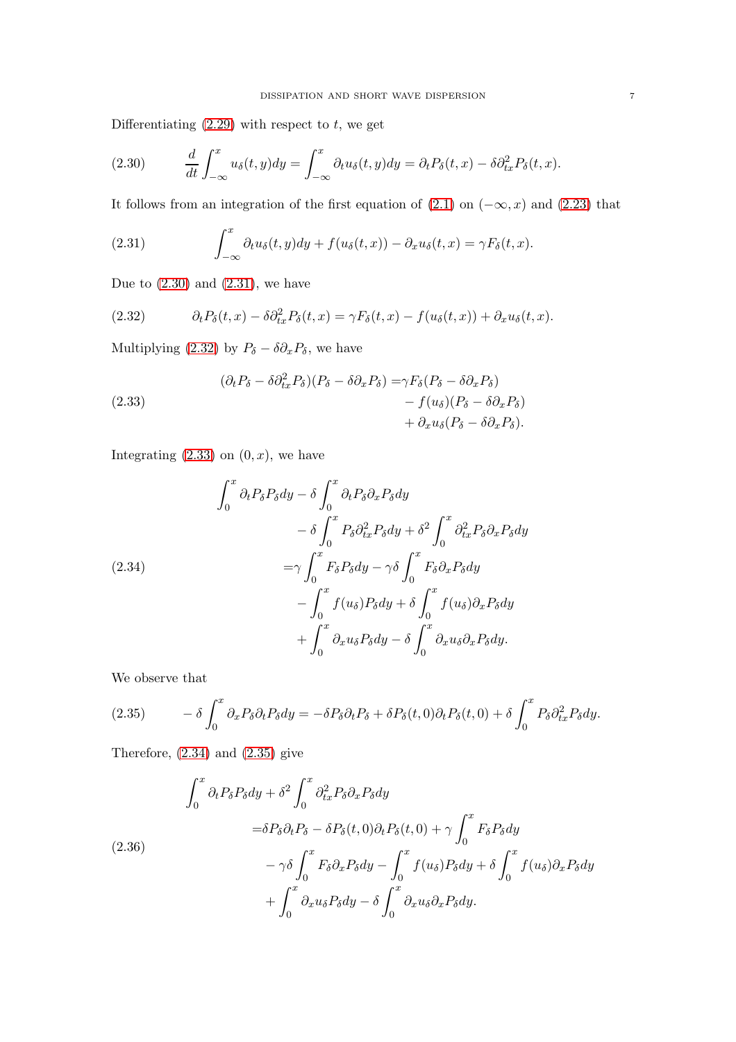Differentiating (2.29) with respect to $t$, we get

$$
\frac{d}{dt}\int_{-\infty}^{x} u_\delta(t,y)dy = \int_{-\infty}^{x} \partial_t u_\delta(t,y)dy = \partial_t P_\delta(t,x) - \delta\partial_{tx}^2 P_\delta(t,x). \tag{2.30}
$$

It follows from an integration of the first equation of (2.1) on $(-\infty, x)$ and (2.23) that

$$
\int_{-\infty}^{x} \partial_t u_\delta(t,y)dy + f(u_\delta(t,x)) - \partial_x u_\delta(t,x) = \gamma F_\delta(t,x). \tag{2.31}
$$

Due to (2.30) and (2.31), we have

$$
\partial_t P_\delta(t,x) - \delta\partial_{tx}^2 P_\delta(t,x) = \gamma F_\delta(t,x) - f(u_\delta(t,x)) + \partial_x u_\delta(t,x). \tag{2.32}
$$

Multiplying (2.32) by $P_\delta - \delta\partial_x P_\delta$, we have

$$
\begin{aligned}
(\partial_t P_\delta - \delta\partial_{tx}^2 P_\delta)(P_\delta - \delta\partial_x P_\delta) =& \gamma F_\delta(P_\delta - \delta\partial_x P_\delta) \\
&- f(u_\delta)(P_\delta - \delta\partial_x P_\delta) \\
&+ \partial_x u_\delta(P_\delta - \delta\partial_x P_\delta).
\end{aligned} \tag{2.33}
$$

Integrating (2.33) on $(0,x)$, we have

$$
\begin{aligned}
\int_0^x \partial_t P_\delta P_\delta dy &- \delta\int_0^x \partial_t P_\delta \partial_x P_\delta dy \\
&- \delta\int_0^x P_\delta \partial_{tx}^2 P_\delta dy + \delta^2\int_0^x \partial_{tx}^2 P_\delta \partial_x P_\delta dy \\
=&\gamma\int_0^x F_\delta P_\delta dy - \gamma\delta\int_0^x F_\delta \partial_x P_\delta dy \\
&- \int_0^x f(u_\delta)P_\delta dy + \delta\int_0^x f(u_\delta)\partial_x P_\delta dy \\
&+ \int_0^x \partial_x u_\delta P_\delta dy - \delta\int_0^x \partial_x u_\delta \partial_x P_\delta dy.
\end{aligned} \tag{2.34}
$$

We observe that

$$
-\delta\int_0^x \partial_x P_\delta \partial_t P_\delta dy = -\delta P_\delta \partial_t P_\delta + \delta P_\delta(t,0)\partial_t P_\delta(t,0) + \delta\int_0^x P_\delta \partial_{tx}^2 P_\delta dy. \tag{2.35}
$$

Therefore, (2.34) and (2.35) give

$$
\begin{aligned}
\int_0^x \partial_t P_\delta P_\delta dy &+ \delta^2\int_0^x \partial_{tx}^2 P_\delta \partial_x P_\delta dy \\
=&\delta P_\delta \partial_t P_\delta - \delta P_\delta(t,0)\partial_t P_\delta(t,0) + \gamma\int_0^x F_\delta P_\delta dy \\
&- \gamma\delta\int_0^x F_\delta \partial_x P_\delta dy - \int_0^x f(u_\delta)P_\delta dy + \delta\int_0^x f(u_\delta)\partial_x P_\delta dy \\
&+ \int_0^x \partial_x u_\delta P_\delta dy - \delta\int_0^x \partial_x u_\delta \partial_x P_\delta dy.
\end{aligned} \tag{2.36}
$$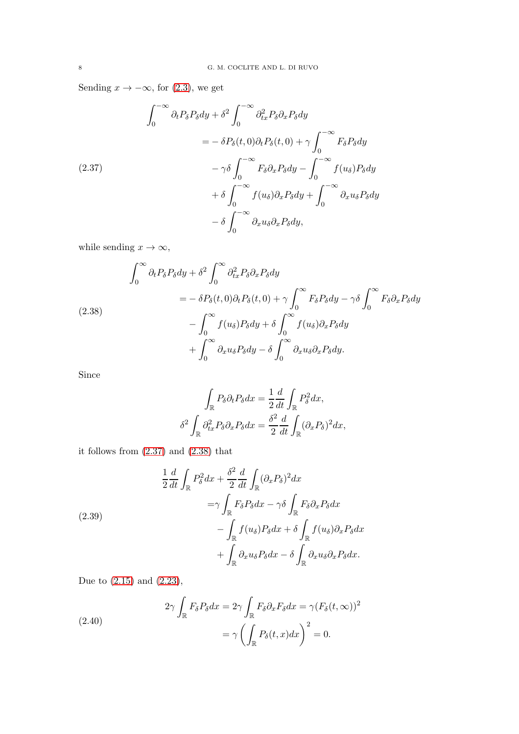Sending $x \to -\infty$, for (2.3), we get

$$
\begin{aligned}
\int_0^{-\infty} \partial_t P_\delta P_\delta dy &+ \delta^2 \int_0^{-\infty} \partial_{tx}^2 P_\delta \partial_x P_\delta dy \\
&= -\delta P_\delta(t,0)\partial_t P_\delta(t,0) + \gamma \int_0^{-\infty} F_\delta P_\delta dy \\
&\quad - \gamma\delta \int_0^{-\infty} F_\delta \partial_x P_\delta dy - \int_0^{-\infty} f(u_\delta) P_\delta dy \\
&\quad + \delta \int_0^{-\infty} f(u_\delta)\partial_x P_\delta dy + \int_0^{-\infty} \partial_x u_\delta P_\delta dy \\
&\quad - \delta \int_0^{-\infty} \partial_x u_\delta \partial_x P_\delta dy,
\end{aligned}
\tag{2.37}
$$

while sending $x \to \infty$,

$$
\begin{aligned}
\int_0^{\infty} \partial_t P_\delta P_\delta dy &+ \delta^2 \int_0^{\infty} \partial_{tx}^2 P_\delta \partial_x P_\delta dy \\
&= -\delta P_\delta(t,0)\partial_t P_\delta(t,0) + \gamma \int_0^{\infty} F_\delta P_\delta dy - \gamma\delta \int_0^{\infty} F_\delta \partial_x P_\delta dy \\
&\quad - \int_0^{\infty} f(u_\delta) P_\delta dy + \delta \int_0^{\infty} f(u_\delta)\partial_x P_\delta dy \\
&\quad + \int_0^{\infty} \partial_x u_\delta P_\delta dy - \delta \int_0^{\infty} \partial_x u_\delta \partial_x P_\delta dy.
\end{aligned}
\tag{2.38}
$$

Since

$$
\begin{aligned}
\int_{\mathbb{R}} P_\delta \partial_t P_\delta dx &= \frac{1}{2}\frac{d}{dt}\int_{\mathbb{R}} P_\delta^2 dx, \\
\delta^2 \int_{\mathbb{R}} \partial_{tx}^2 P_\delta \partial_x P_\delta dx &= \frac{\delta^2}{2}\frac{d}{dt}\int_{\mathbb{R}} (\partial_x P_\delta)^2 dx,
\end{aligned}
$$

it follows from (2.37) and (2.38) that

$$
\begin{aligned}
\frac{1}{2}\frac{d}{dt}\int_{\mathbb{R}} P_\delta^2 dx &+ \frac{\delta^2}{2}\frac{d}{dt}\int_{\mathbb{R}} (\partial_x P_\delta)^2 dx \\
&= \gamma \int_{\mathbb{R}} F_\delta P_\delta dx - \gamma\delta \int_{\mathbb{R}} F_\delta \partial_x P_\delta dx \\
&\quad - \int_{\mathbb{R}} f(u_\delta) P_\delta dx + \delta \int_{\mathbb{R}} f(u_\delta)\partial_x P_\delta dx \\
&\quad + \int_{\mathbb{R}} \partial_x u_\delta P_\delta dx - \delta \int_{\mathbb{R}} \partial_x u_\delta \partial_x P_\delta dx.
\end{aligned}
\tag{2.39}
$$

Due to (2.15) and (2.23),

$$
\begin{aligned}
2\gamma \int_{\mathbb{R}} F_\delta P_\delta dx = 2\gamma \int_{\mathbb{R}} F_\delta \partial_x F_\delta dx &= \gamma (F_\delta(t,\infty))^2 \\
&= \gamma \left( \int_{\mathbb{R}} P_\delta(t,x) dx \right)^2 = 0.
\end{aligned}
\tag{2.40}
$$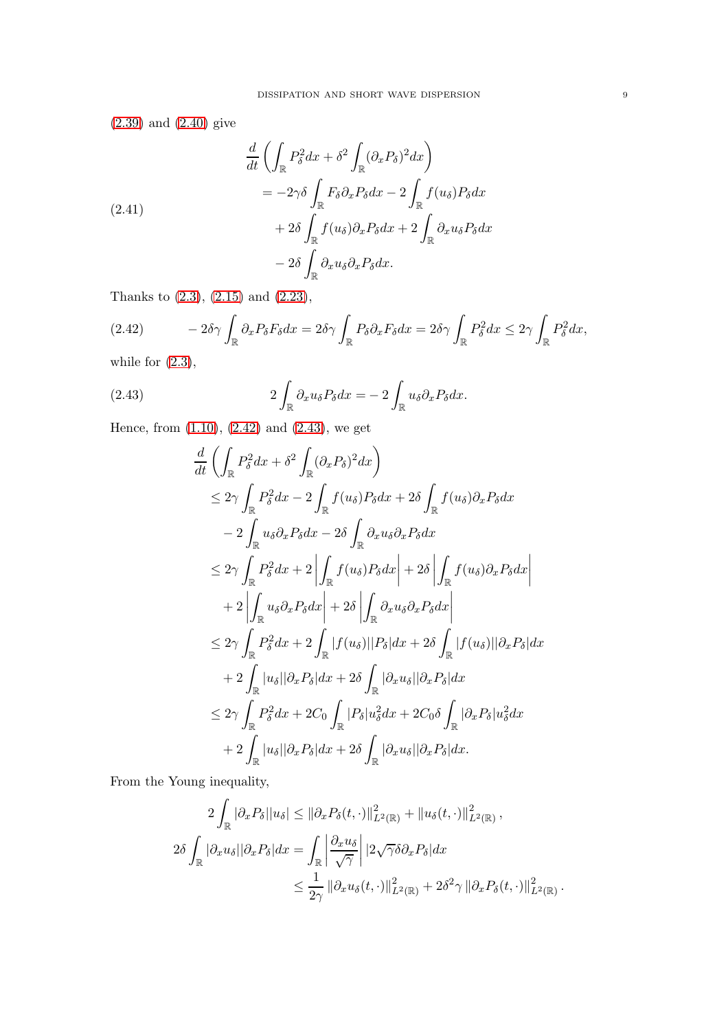(2.39) and (2.40) give

$$
\begin{aligned}
\frac{d}{dt}\left(\int_{\mathbb{R}} P_\delta^2 dx + \delta^2 \int_{\mathbb{R}} (\partial_x P_\delta)^2 dx\right)
&= -2\gamma\delta \int_{\mathbb{R}} F_\delta \partial_x P_\delta dx - 2\int_{\mathbb{R}} f(u_\delta) P_\delta dx \\
&\quad + 2\delta \int_{\mathbb{R}} f(u_\delta)\partial_x P_\delta dx + 2\int_{\mathbb{R}} \partial_x u_\delta P_\delta dx \\
&\quad - 2\delta \int_{\mathbb{R}} \partial_x u_\delta \partial_x P_\delta dx.
\end{aligned} \tag{2.41}
$$

Thanks to (2.3), (2.15) and (2.23),

$$
-2\delta\gamma \int_{\mathbb{R}} \partial_x P_\delta F_\delta dx = 2\delta\gamma \int_{\mathbb{R}} P_\delta \partial_x F_\delta dx = 2\delta\gamma \int_{\mathbb{R}} P_\delta^2 dx \leq 2\gamma \int_{\mathbb{R}} P_\delta^2 dx, \tag{2.42}
$$

while for (2.3),

$$
2\int_{\mathbb{R}} \partial_x u_\delta P_\delta dx = -2\int_{\mathbb{R}} u_\delta \partial_x P_\delta dx. \tag{2.43}
$$

Hence, from (1.10), (2.42) and (2.43), we get

$$
\begin{aligned}
&\frac{d}{dt}\left(\int_{\mathbb{R}} P_\delta^2 dx + \delta^2 \int_{\mathbb{R}} (\partial_x P_\delta)^2 dx\right) \\
&\leq 2\gamma \int_{\mathbb{R}} P_\delta^2 dx - 2\int_{\mathbb{R}} f(u_\delta) P_\delta dx + 2\delta \int_{\mathbb{R}} f(u_\delta) \partial_x P_\delta dx \\
&\quad - 2\int_{\mathbb{R}} u_\delta \partial_x P_\delta dx - 2\delta \int_{\mathbb{R}} \partial_x u_\delta \partial_x P_\delta dx \\
&\leq 2\gamma \int_{\mathbb{R}} P_\delta^2 dx + 2\left|\int_{\mathbb{R}} f(u_\delta) P_\delta dx\right| + 2\delta \left|\int_{\mathbb{R}} f(u_\delta) \partial_x P_\delta dx\right| \\
&\quad + 2\left|\int_{\mathbb{R}} u_\delta \partial_x P_\delta dx\right| + 2\delta \left|\int_{\mathbb{R}} \partial_x u_\delta \partial_x P_\delta dx\right| \\
&\leq 2\gamma \int_{\mathbb{R}} P_\delta^2 dx + 2\int_{\mathbb{R}} |f(u_\delta)||P_\delta| dx + 2\delta \int_{\mathbb{R}} |f(u_\delta)||\partial_x P_\delta| dx \\
&\quad + 2\int_{\mathbb{R}} |u_\delta||\partial_x P_\delta| dx + 2\delta \int_{\mathbb{R}} |\partial_x u_\delta||\partial_x P_\delta| dx \\
&\leq 2\gamma \int_{\mathbb{R}} P_\delta^2 dx + 2C_0 \int_{\mathbb{R}} |P_\delta| u_\delta^2 dx + 2C_0\delta \int_{\mathbb{R}} |\partial_x P_\delta| u_\delta^2 dx \\
&\quad + 2\int_{\mathbb{R}} |u_\delta||\partial_x P_\delta| dx + 2\delta \int_{\mathbb{R}} |\partial_x u_\delta||\partial_x P_\delta| dx.
\end{aligned}
$$

From the Young inequality,

$$
\begin{aligned}
2\int_{\mathbb{R}} |\partial_x P_\delta||u_\delta| &\leq \|\partial_x P_\delta(t,\cdot)\|^2_{L^2(\mathbb{R})} + \|u_\delta(t,\cdot)\|^2_{L^2(\mathbb{R})}, \\
2\delta \int_{\mathbb{R}} |\partial_x u_\delta||\partial_x P_\delta| dx &= \int_{\mathbb{R}} \left|\frac{\partial_x u_\delta}{\sqrt{\gamma}}\right| |2\sqrt{\gamma}\delta \partial_x P_\delta| dx \\
&\leq \frac{1}{2\gamma} \|\partial_x u_\delta(t,\cdot)\|^2_{L^2(\mathbb{R})} + 2\delta^2\gamma \|\partial_x P_\delta(t,\cdot)\|^2_{L^2(\mathbb{R})}.
\end{aligned}
$$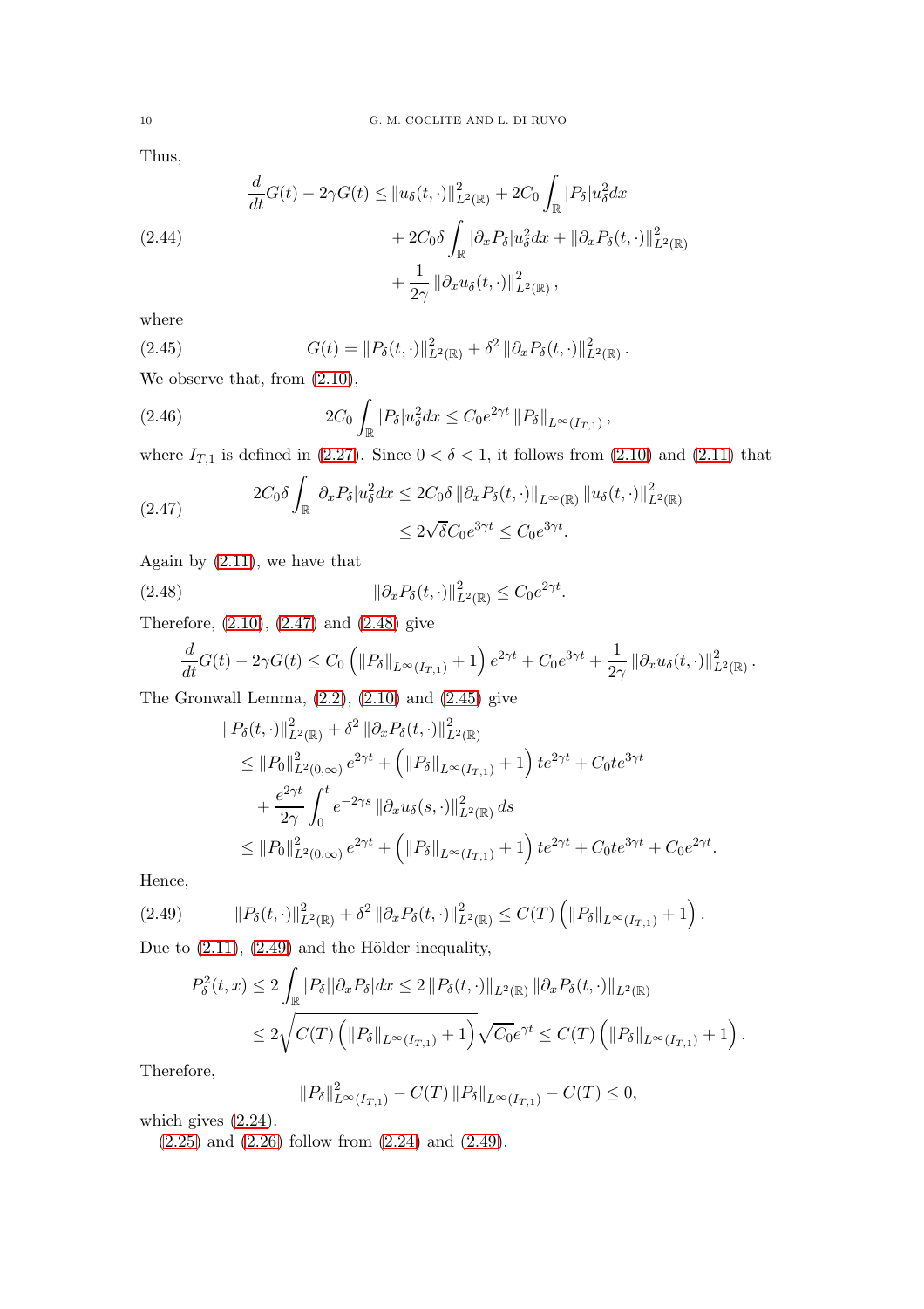Thus,

$$
\begin{aligned}
\frac{d}{dt}G(t) - 2\gamma G(t) \leq & \left\| u_\delta(t,\cdot) \right\|^2_{L^2(\mathbb{R})} + 2C_0 \int_{\mathbb{R}} |P_\delta| u_\delta^2 dx \\
& + 2C_0\delta \int_{\mathbb{R}} |\partial_x P_\delta| u_\delta^2 dx + \left\| \partial_x P_\delta(t,\cdot) \right\|^2_{L^2(\mathbb{R})} \\
& + \frac{1}{2\gamma} \left\| \partial_x u_\delta(t,\cdot) \right\|^2_{L^2(\mathbb{R})},
\end{aligned} \tag{2.44}
$$

where

$$
G(t) = \left\| P_\delta(t,\cdot) \right\|^2_{L^2(\mathbb{R})} + \delta^2 \left\| \partial_x P_\delta(t,\cdot) \right\|^2_{L^2(\mathbb{R})}. \tag{2.45}
$$

We observe that, from (2.10),

$$
2C_0 \int_{\mathbb{R}} |P_\delta| u_\delta^2 dx \leq C_0 e^{2\gamma t} \left\| P_\delta \right\|_{L^\infty(I_{T,1})}, \tag{2.46}
$$

where $I_{T,1}$ is defined in (2.27). Since $0 < \delta < 1$, it follows from (2.10) and (2.11) that

$$
\begin{aligned}
2C_0\delta \int_{\mathbb{R}} |\partial_x P_\delta| u_\delta^2 dx &\leq 2C_0\delta \left\| \partial_x P_\delta(t,\cdot) \right\|_{L^\infty(\mathbb{R})} \left\| u_\delta(t,\cdot) \right\|^2_{L^2(\mathbb{R})} \\
&\leq 2\sqrt{\delta} C_0 e^{3\gamma t} \leq C_0 e^{3\gamma t}.
\end{aligned} \tag{2.47}
$$

Again by (2.11), we have that

$$
\left\| \partial_x P_\delta(t,\cdot) \right\|^2_{L^2(\mathbb{R})} \leq C_0 e^{2\gamma t}. \tag{2.48}
$$

Therefore, (2.10), (2.47) and (2.48) give

$$
\frac{d}{dt}G(t) - 2\gamma G(t) \leq C_0 \left( \left\| P_\delta \right\|_{L^\infty(I_{T,1})} + 1 \right) e^{2\gamma t} + C_0 e^{3\gamma t} + \frac{1}{2\gamma} \left\| \partial_x u_\delta(t,\cdot) \right\|^2_{L^2(\mathbb{R})}.
$$

The Gronwall Lemma, (2.2), (2.10) and (2.45) give

$$
\begin{aligned}
&\left\| P_\delta(t,\cdot) \right\|^2_{L^2(\mathbb{R})} + \delta^2 \left\| \partial_x P_\delta(t,\cdot) \right\|^2_{L^2(\mathbb{R})} \\
&\quad \leq \left\| P_0 \right\|^2_{L^2(0,\infty)} e^{2\gamma t} + \left( \left\| P_\delta \right\|_{L^\infty(I_{T,1})} + 1 \right) t e^{2\gamma t} + C_0 t e^{3\gamma t} \\
&\qquad + \frac{e^{2\gamma t}}{2\gamma} \int_0^t e^{-2\gamma s} \left\| \partial_x u_\delta(s,\cdot) \right\|^2_{L^2(\mathbb{R})} ds \\
&\quad \leq \left\| P_0 \right\|^2_{L^2(0,\infty)} e^{2\gamma t} + \left( \left\| P_\delta \right\|_{L^\infty(I_{T,1})} + 1 \right) t e^{2\gamma t} + C_0 t e^{3\gamma t} + C_0 e^{2\gamma t}.
\end{aligned}
$$

Hence,

$$
\left\| P_\delta(t,\cdot) \right\|^2_{L^2(\mathbb{R})} + \delta^2 \left\| \partial_x P_\delta(t,\cdot) \right\|^2_{L^2(\mathbb{R})} \leq C(T) \left( \left\| P_\delta \right\|_{L^\infty(I_{T,1})} + 1 \right). \tag{2.49}
$$

Due to (2.11), (2.49) and the Hölder inequality,

$$
\begin{aligned}
P_\delta^2(t,x) &\leq 2 \int_{\mathbb{R}} |P_\delta| |\partial_x P_\delta| dx \leq 2 \left\| P_\delta(t,\cdot) \right\|_{L^2(\mathbb{R})} \left\| \partial_x P_\delta(t,\cdot) \right\|_{L^2(\mathbb{R})} \\
&\leq 2\sqrt{C(T) \left( \left\| P_\delta \right\|_{L^\infty(I_{T,1})} + 1 \right)} \sqrt{C_0} e^{\gamma t} \leq C(T) \left( \left\| P_\delta \right\|_{L^\infty(I_{T,1})} + 1 \right).
\end{aligned}
$$

Therefore,

$$
\left\| P_\delta \right\|^2_{L^\infty(I_{T,1})} - C(T) \left\| P_\delta \right\|_{L^\infty(I_{T,1})} - C(T) \leq 0,
$$

which gives (2.24).

(2.25) and (2.26) follow from (2.24) and (2.49).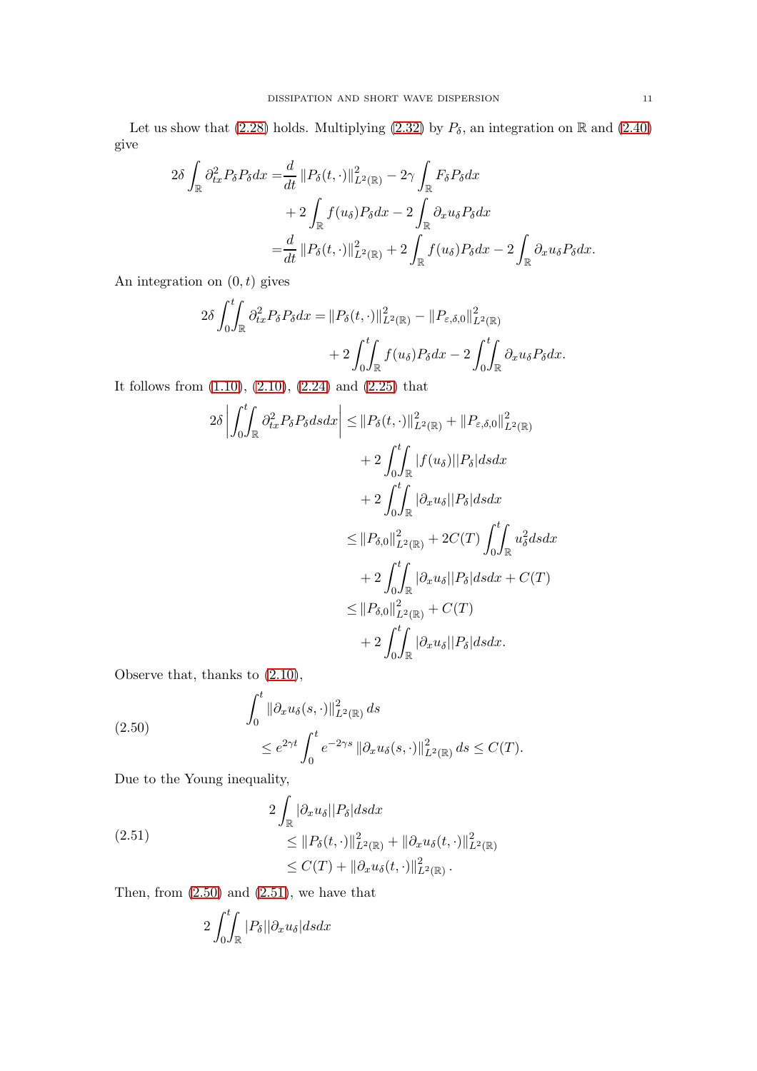Let us show that (2.28) holds. Multiplying (2.32) by $P_\delta$, an integration on $\mathbb{R}$ and (2.40) give

$$
\begin{aligned}
2\delta \int_{\mathbb{R}} \partial_{tx}^2 P_\delta P_\delta dx =& \frac{d}{dt} \|P_\delta(t,\cdot)\|^2_{L^2(\mathbb{R})} - 2\gamma \int_{\mathbb{R}} F_\delta P_\delta dx \\
&+ 2\int_{\mathbb{R}} f(u_\delta) P_\delta dx - 2\int_{\mathbb{R}} \partial_x u_\delta P_\delta dx \\
=& \frac{d}{dt} \|P_\delta(t,\cdot)\|^2_{L^2(\mathbb{R})} + 2\int_{\mathbb{R}} f(u_\delta) P_\delta dx - 2\int_{\mathbb{R}} \partial_x u_\delta P_\delta dx.
\end{aligned}
$$

An integration on $(0,t)$ gives

$$
\begin{aligned}
2\delta \int_0^t\!\!\int_{\mathbb{R}} \partial_{tx}^2 P_\delta P_\delta dx =& \|P_\delta(t,\cdot)\|^2_{L^2(\mathbb{R})} - \|P_{\varepsilon,\delta,0}\|^2_{L^2(\mathbb{R})} \\
&+ 2\int_0^t\!\!\int_{\mathbb{R}} f(u_\delta) P_\delta dx - 2\int_0^t\!\!\int_{\mathbb{R}} \partial_x u_\delta P_\delta dx.
\end{aligned}
$$

It follows from (1.10), (2.10), (2.24) and (2.25) that

$$
\begin{aligned}
2\delta \left| \int_0^t\!\!\int_{\mathbb{R}} \partial_{tx}^2 P_\delta P_\delta ds dx \right| \le& \|P_\delta(t,\cdot)\|^2_{L^2(\mathbb{R})} + \|P_{\varepsilon,\delta,0}\|^2_{L^2(\mathbb{R})} \\
&+ 2\int_0^t\!\!\int_{\mathbb{R}} |f(u_\delta)||P_\delta| ds dx \\
&+ 2\int_0^t\!\!\int_{\mathbb{R}} |\partial_x u_\delta||P_\delta| ds dx \\
\le& \|P_{\delta,0}\|^2_{L^2(\mathbb{R})} + 2C(T)\int_0^t\!\!\int_{\mathbb{R}} u_\delta^2 ds dx \\
&+ 2\int_0^t\!\!\int_{\mathbb{R}} |\partial_x u_\delta||P_\delta| ds dx + C(T) \\
\le& \|P_{\delta,0}\|^2_{L^2(\mathbb{R})} + C(T) \\
&+ 2\int_0^t\!\!\int_{\mathbb{R}} |\partial_x u_\delta||P_\delta| ds dx.
\end{aligned}
$$

Observe that, thanks to (2.10),

$$
\begin{aligned}
&\int_0^t \|\partial_x u_\delta(s,\cdot)\|^2_{L^2(\mathbb{R})} ds \\
&\quad \le e^{2\gamma t}\int_0^t e^{-2\gamma s} \|\partial_x u_\delta(s,\cdot)\|^2_{L^2(\mathbb{R})} ds \le C(T).
\end{aligned}
\tag{2.50}
$$

Due to the Young inequality,

$$
\begin{aligned}
&2\int_{\mathbb{R}} |\partial_x u_\delta||P_\delta| ds dx \\
&\quad \le \|P_\delta(t,\cdot)\|^2_{L^2(\mathbb{R})} + \|\partial_x u_\delta(t,\cdot)\|^2_{L^2(\mathbb{R})} \\
&\quad \le C(T) + \|\partial_x u_\delta(t,\cdot)\|^2_{L^2(\mathbb{R})}.
\end{aligned}
\tag{2.51}
$$

Then, from (2.50) and (2.51), we have that

$$
2\int_0^t\!\!\int_{\mathbb{R}} |P_\delta||\partial_x u_\delta| ds dx
$$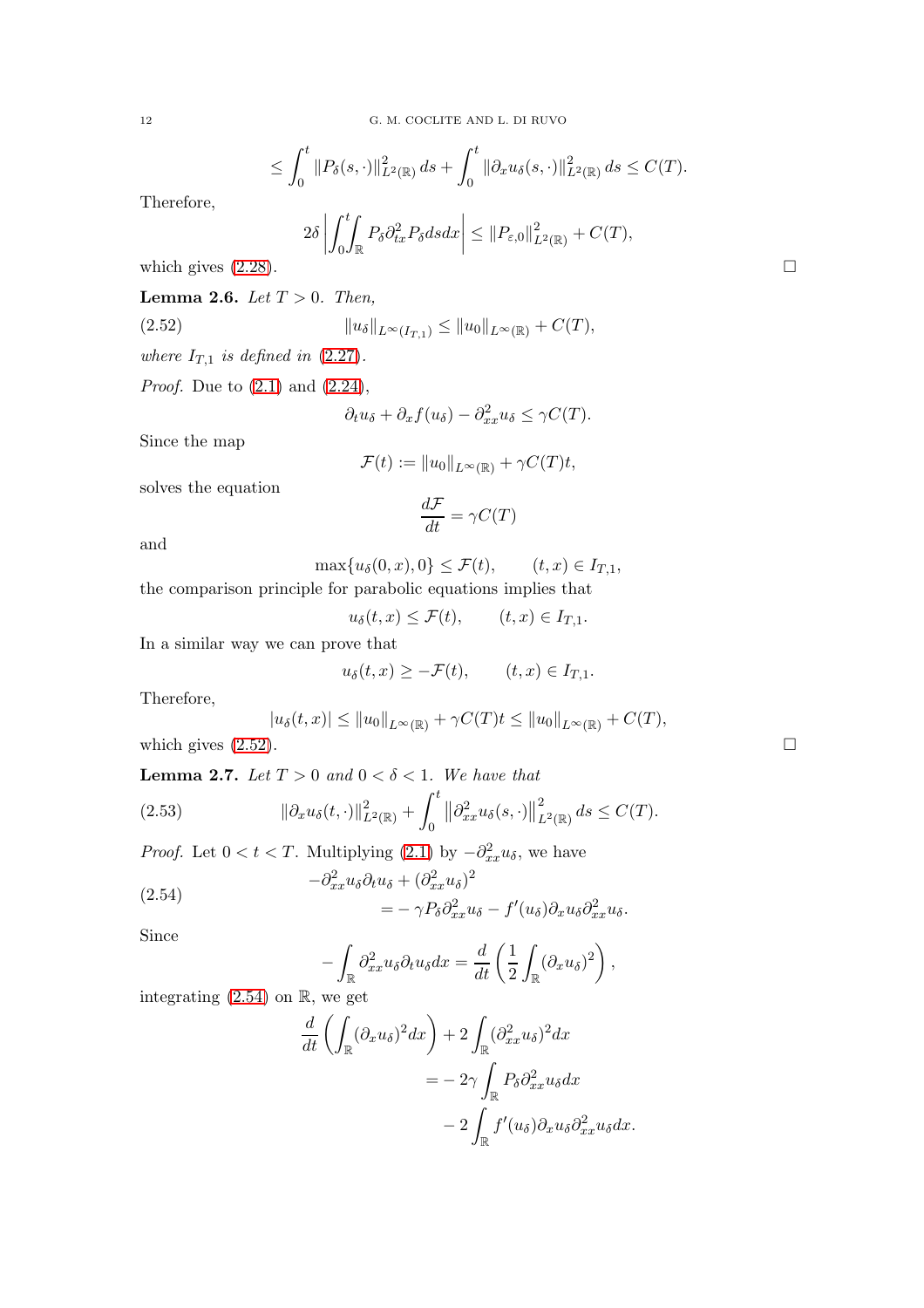$$\leq \int_0^t \|P_\delta(s,\cdot)\|^2_{L^2(\mathbb{R})}\, ds + \int_0^t \|\partial_x u_\delta(s,\cdot)\|^2_{L^2(\mathbb{R})}\, ds \leq C(T).$$

Therefore,

$$2\delta \left| \int_0^t\!\!\int_{\mathbb{R}} P_\delta \partial^2_{tx} P_\delta ds dx \right| \leq \|P_{\varepsilon,0}\|^2_{L^2(\mathbb{R})} + C(T),$$

which gives (2.28). □

**Lemma 2.6.** *Let $T > 0$. Then,*

$$\|u_\delta\|_{L^\infty(I_{T,1})} \leq \|u_0\|_{L^\infty(\mathbb{R})} + C(T), \tag{2.52}$$

*where $I_{T,1}$ is defined in (2.27).*

*Proof.* Due to (2.1) and (2.24),

$$\partial_t u_\delta + \partial_x f(u_\delta) - \partial^2_{xx} u_\delta \leq \gamma C(T).$$

Since the map

$$\mathcal{F}(t) := \|u_0\|_{L^\infty(\mathbb{R})} + \gamma C(T) t,$$

solves the equation

$$\frac{d\mathcal{F}}{dt} = \gamma C(T)$$

and

$$\max\{u_\delta(0,x), 0\} \leq \mathcal{F}(t), \qquad (t,x) \in I_{T,1},$$

the comparison principle for parabolic equations implies that

$$u_\delta(t,x) \leq \mathcal{F}(t), \qquad (t,x) \in I_{T,1}.$$

In a similar way we can prove that

$$u_\delta(t,x) \geq -\mathcal{F}(t), \qquad (t,x) \in I_{T,1}.$$

Therefore,

$$|u_\delta(t,x)| \leq \|u_0\|_{L^\infty(\mathbb{R})} + \gamma C(T) t \leq \|u_0\|_{L^\infty(\mathbb{R})} + C(T),$$

which gives (2.52). □

**Lemma 2.7.** *Let $T > 0$ and $0 < \delta < 1$. We have that*

$$\|\partial_x u_\delta(t,\cdot)\|^2_{L^2(\mathbb{R})} + \int_0^t \left\|\partial^2_{xx} u_\delta(s,\cdot)\right\|^2_{L^2(\mathbb{R})} ds \leq C(T). \tag{2.53}$$

*Proof.* Let $0 < t < T$. Multiplying (2.1) by $-\partial^2_{xx} u_\delta$, we have

$$\begin{aligned} -\partial^2_{xx} u_\delta \partial_t u_\delta + (\partial^2_{xx} u_\delta)^2 & \\ = - \gamma P_\delta \partial^2_{xx} u_\delta - f'(u_\delta) \partial_x u_\delta \partial^2_{xx} u_\delta. \end{aligned} \tag{2.54}$$

Since

$$-\int_{\mathbb{R}} \partial^2_{xx} u_\delta \partial_t u_\delta dx = \frac{d}{dt}\left(\frac{1}{2}\int_{\mathbb{R}} (\partial_x u_\delta)^2\right),$$

integrating (2.54) on $\mathbb{R}$, we get

$$\begin{aligned} \frac{d}{dt}\left(\int_{\mathbb{R}} (\partial_x u_\delta)^2 dx\right) + 2\int_{\mathbb{R}} (\partial^2_{xx} u_\delta)^2 dx & \\ = - 2\gamma \int_{\mathbb{R}} P_\delta \partial^2_{xx} u_\delta dx & \\ - 2\int_{\mathbb{R}} f'(u_\delta) \partial_x u_\delta \partial^2_{xx} u_\delta dx. & \end{aligned}$$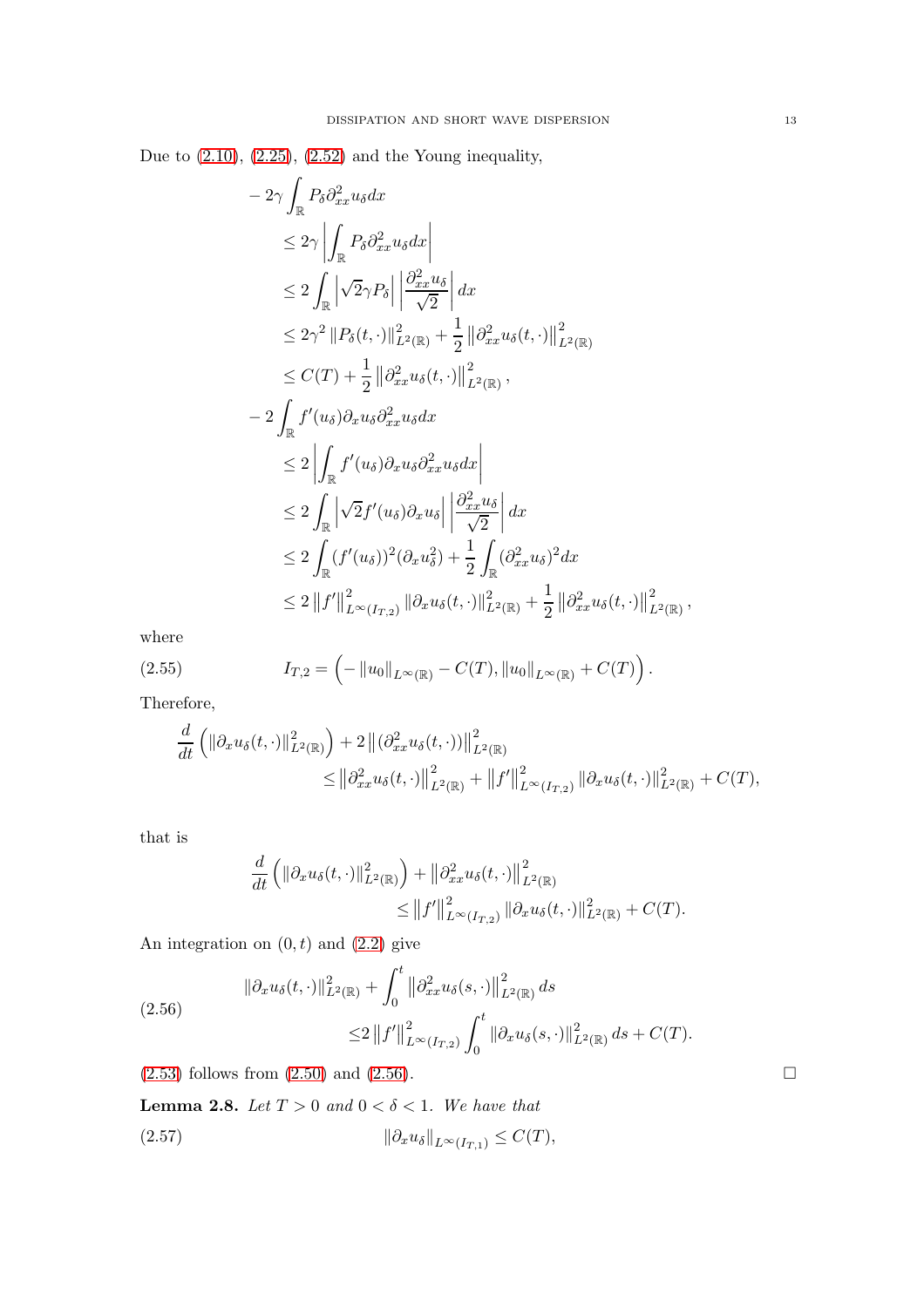Due to (2.10), (2.25), (2.52) and the Young inequality,

$$
\begin{aligned}
&-2\gamma\int_{\mathbb{R}} P_\delta \partial_{xx}^2 u_\delta dx\\
&\quad\le 2\gamma\left|\int_{\mathbb{R}} P_\delta \partial_{xx}^2 u_\delta dx\right|\\
&\quad\le 2\int_{\mathbb{R}}\left|\sqrt{2}\gamma P_\delta\right|\left|\frac{\partial_{xx}^2 u_\delta}{\sqrt{2}}\right| dx\\
&\quad\le 2\gamma^2\left\|P_\delta(t,\cdot)\right\|^2_{L^2(\mathbb{R})}+\frac{1}{2}\left\|\partial_{xx}^2 u_\delta(t,\cdot)\right\|^2_{L^2(\mathbb{R})}\\
&\quad\le C(T)+\frac{1}{2}\left\|\partial_{xx}^2 u_\delta(t,\cdot)\right\|^2_{L^2(\mathbb{R})},\\
&-2\int_{\mathbb{R}} f'(u_\delta)\partial_x u_\delta \partial_{xx}^2 u_\delta dx\\
&\quad\le 2\left|\int_{\mathbb{R}} f'(u_\delta)\partial_x u_\delta \partial_{xx}^2 u_\delta dx\right|\\
&\quad\le 2\int_{\mathbb{R}}\left|\sqrt{2}f'(u_\delta)\partial_x u_\delta\right|\left|\frac{\partial_{xx}^2 u_\delta}{\sqrt{2}}\right| dx\\
&\quad\le 2\int_{\mathbb{R}}(f'(u_\delta))^2(\partial_x u_\delta^2)+\frac{1}{2}\int_{\mathbb{R}}(\partial_{xx}^2 u_\delta)^2 dx\\
&\quad\le 2\left\|f'\right\|^2_{L^\infty(I_{T,2})}\left\|\partial_x u_\delta(t,\cdot)\right\|^2_{L^2(\mathbb{R})}+\frac{1}{2}\left\|\partial_{xx}^2 u_\delta(t,\cdot)\right\|^2_{L^2(\mathbb{R})},
\end{aligned}
$$

where

$$
I_{T,2}=\Big(-\left\|u_0\right\|_{L^\infty(\mathbb{R})}-C(T),\left\|u_0\right\|_{L^\infty(\mathbb{R})}+C(T)\Big). \tag{2.55}
$$

Therefore,

$$
\begin{aligned}
\frac{d}{dt}\Big(\left\|\partial_x u_\delta(t,\cdot)\right\|^2_{L^2(\mathbb{R})}\Big)&+2\left\|(\partial_{xx}^2 u_\delta(t,\cdot))\right\|^2_{L^2(\mathbb{R})}\\
&\le\left\|\partial_{xx}^2 u_\delta(t,\cdot)\right\|^2_{L^2(\mathbb{R})}+\left\|f'\right\|^2_{L^\infty(I_{T,2})}\left\|\partial_x u_\delta(t,\cdot)\right\|^2_{L^2(\mathbb{R})}+C(T),
\end{aligned}
$$

that is

$$
\begin{aligned}
\frac{d}{dt}\Big(\left\|\partial_x u_\delta(t,\cdot)\right\|^2_{L^2(\mathbb{R})}\Big)&+\left\|\partial_{xx}^2 u_\delta(t,\cdot)\right\|^2_{L^2(\mathbb{R})}\\
&\le\left\|f'\right\|^2_{L^\infty(I_{T,2})}\left\|\partial_x u_\delta(t,\cdot)\right\|^2_{L^2(\mathbb{R})}+C(T).
\end{aligned}
$$

An integration on $(0,t)$ and (2.2) give

$$
\begin{aligned}
\left\|\partial_x u_\delta(t,\cdot)\right\|^2_{L^2(\mathbb{R})}&+\int_0^t\left\|\partial_{xx}^2 u_\delta(s,\cdot)\right\|^2_{L^2(\mathbb{R})}ds\\
&\le 2\left\|f'\right\|^2_{L^\infty(I_{T,2})}\int_0^t\left\|\partial_x u_\delta(s,\cdot)\right\|^2_{L^2(\mathbb{R})}ds+C(T).
\end{aligned}
\tag{2.56}
$$

(2.53) follows from (2.50) and (2.56). $\square$

**Lemma 2.8.** *Let $T>0$ and $0<\delta<1$. We have that*

$$
\left\|\partial_x u_\delta\right\|_{L^\infty(I_{T,1})}\le C(T), \tag{2.57}
$$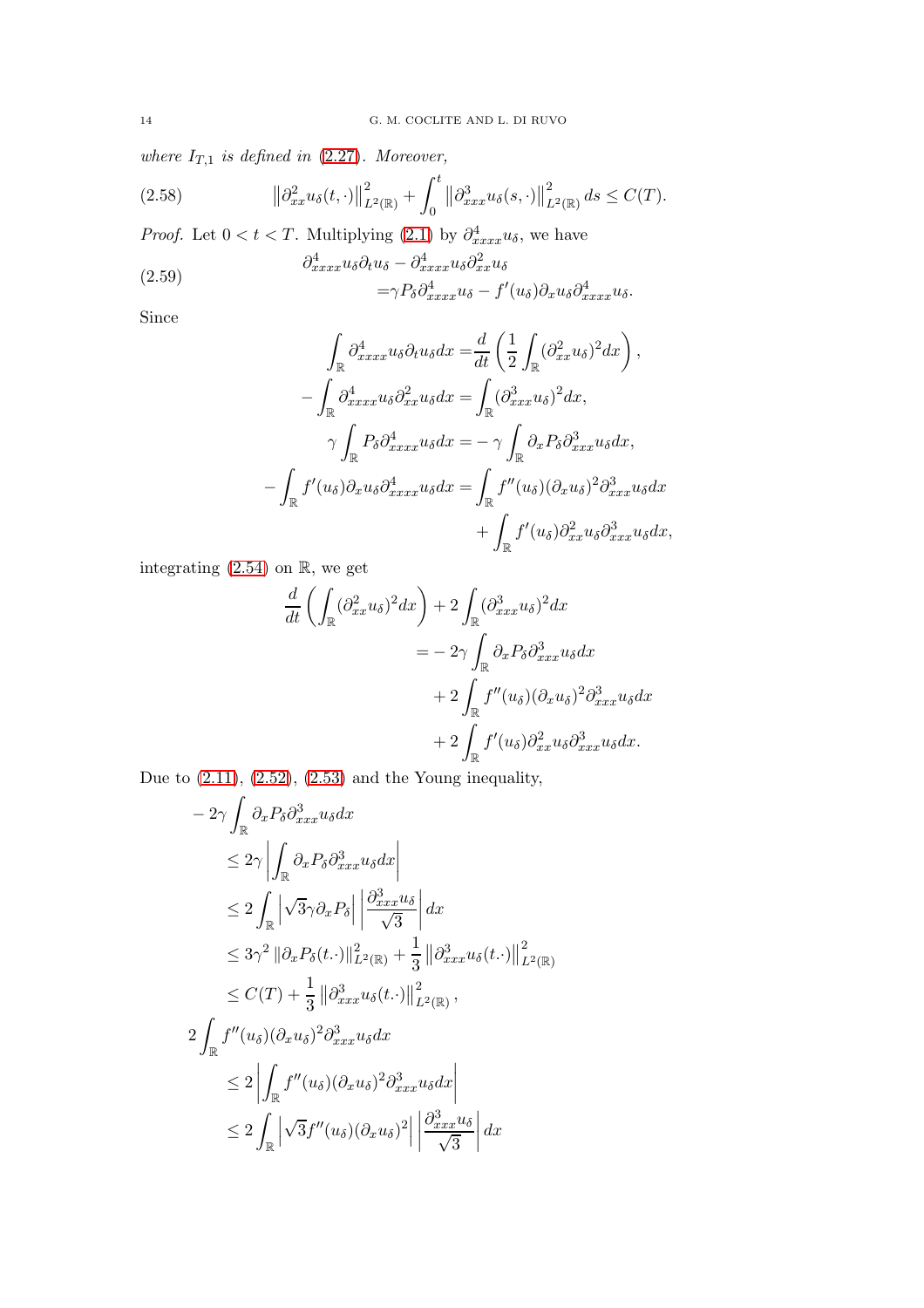*where $I_{T,1}$ is defined in (2.27). Moreover,*

$$\left\|\partial_{xx}^2 u_\delta(t,\cdot)\right\|_{L^2(\mathbb{R})}^2 + \int_0^t \left\|\partial_{xxx}^3 u_\delta(s,\cdot)\right\|_{L^2(\mathbb{R})}^2 ds \le C(T). \tag{2.58}$$

*Proof.* Let $0<t<T$. Multiplying (2.1) by $\partial_{xxxx}^4 u_\delta$, we have

$$\begin{aligned}\partial_{xxxx}^4 u_\delta \partial_t u_\delta - \partial_{xxxx}^4 u_\delta \partial_{xx}^2 u_\delta \\ =\gamma P_\delta \partial_{xxxx}^4 u_\delta - f'(u_\delta)\partial_x u_\delta \partial_{xxxx}^4 u_\delta.\end{aligned} \tag{2.59}$$

Since

$$\begin{aligned}\int_{\mathbb{R}} \partial_{xxxx}^4 u_\delta \partial_t u_\delta dx =& \frac{d}{dt}\left(\frac{1}{2}\int_{\mathbb{R}} (\partial_{xx}^2 u_\delta)^2 dx\right),\\ -\int_{\mathbb{R}} \partial_{xxxx}^4 u_\delta \partial_{xx}^2 u_\delta dx =& \int_{\mathbb{R}} (\partial_{xxx}^3 u_\delta)^2 dx,\\ \gamma \int_{\mathbb{R}} P_\delta \partial_{xxxx}^4 u_\delta dx =& -\gamma \int_{\mathbb{R}} \partial_x P_\delta \partial_{xxx}^3 u_\delta dx,\\ -\int_{\mathbb{R}} f'(u_\delta)\partial_x u_\delta \partial_{xxxx}^4 u_\delta dx =& \int_{\mathbb{R}} f''(u_\delta)(\partial_x u_\delta)^2 \partial_{xxx}^3 u_\delta dx\\ &+ \int_{\mathbb{R}} f'(u_\delta)\partial_{xx}^2 u_\delta \partial_{xxx}^3 u_\delta dx,\end{aligned}$$

integrating (2.54) on $\mathbb{R}$, we get

$$\begin{aligned}\frac{d}{dt}\left(\int_{\mathbb{R}} (\partial_{xx}^2 u_\delta)^2 dx\right) + 2\int_{\mathbb{R}} (\partial_{xxx}^3 u_\delta)^2 dx \\ =& -2\gamma \int_{\mathbb{R}} \partial_x P_\delta \partial_{xxx}^3 u_\delta dx\\ &+ 2\int_{\mathbb{R}} f''(u_\delta)(\partial_x u_\delta)^2 \partial_{xxx}^3 u_\delta dx\\ &+ 2\int_{\mathbb{R}} f'(u_\delta)\partial_{xx}^2 u_\delta \partial_{xxx}^3 u_\delta dx.\end{aligned}$$

Due to (2.11), (2.52), (2.53) and the Young inequality,

$$\begin{aligned}&-2\gamma\int_{\mathbb{R}} \partial_x P_\delta \partial_{xxx}^3 u_\delta dx\\ &\quad\le 2\gamma\left|\int_{\mathbb{R}} \partial_x P_\delta \partial_{xxx}^3 u_\delta dx\right|\\ &\quad\le 2\int_{\mathbb{R}} \left|\sqrt{3}\gamma \partial_x P_\delta\right| \left|\frac{\partial_{xxx}^3 u_\delta}{\sqrt{3}}\right| dx\\ &\quad\le 3\gamma^2 \left\|\partial_x P_\delta(t.\cdot)\right\|_{L^2(\mathbb{R})}^2 + \frac{1}{3}\left\|\partial_{xxx}^3 u_\delta(t.\cdot)\right\|_{L^2(\mathbb{R})}^2\\ &\quad\le C(T) + \frac{1}{3}\left\|\partial_{xxx}^3 u_\delta(t.\cdot)\right\|_{L^2(\mathbb{R})}^2,\\ &2\int_{\mathbb{R}} f''(u_\delta)(\partial_x u_\delta)^2 \partial_{xxx}^3 u_\delta dx\\ &\quad\le 2\left|\int_{\mathbb{R}} f''(u_\delta)(\partial_x u_\delta)^2 \partial_{xxx}^3 u_\delta dx\right|\\ &\quad\le 2\int_{\mathbb{R}} \left|\sqrt{3} f''(u_\delta)(\partial_x u_\delta)^2\right| \left|\frac{\partial_{xxx}^3 u_\delta}{\sqrt{3}}\right| dx\end{aligned}$$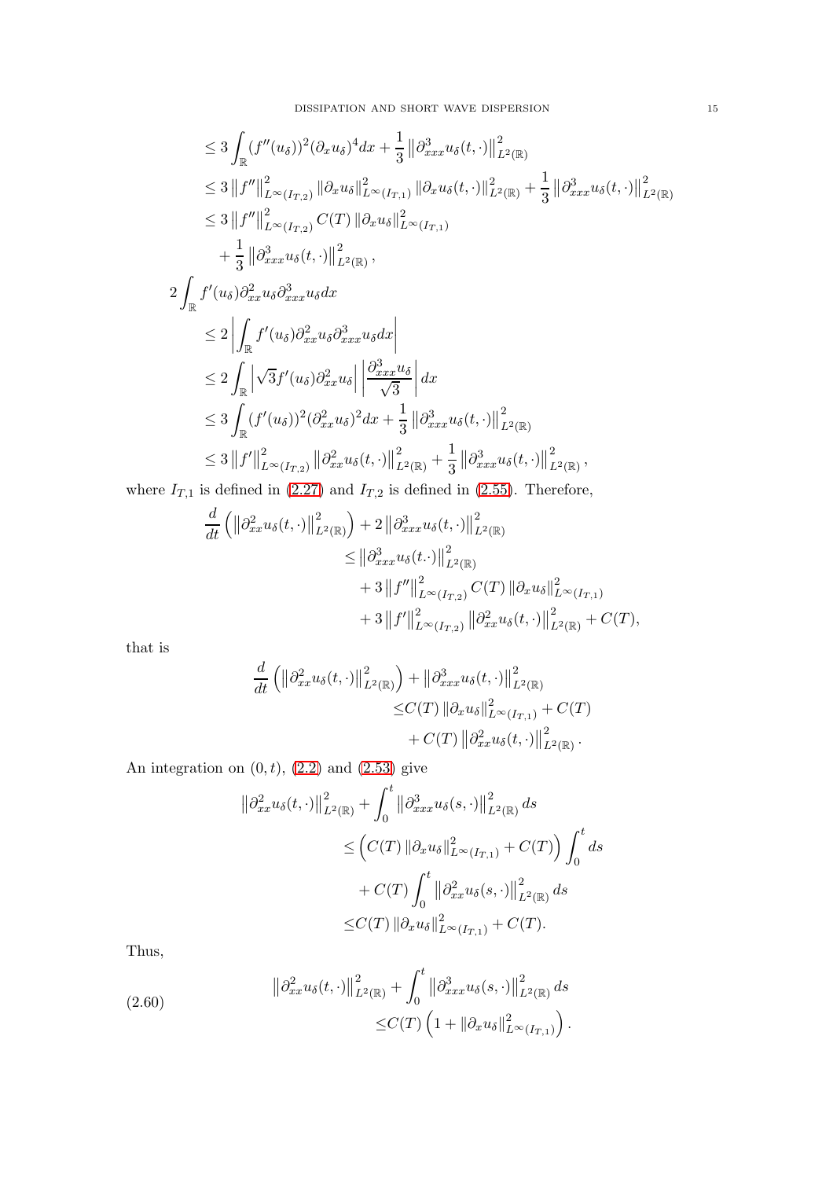$$
\begin{aligned}
&\leq 3\int_{\mathbb{R}}(f''(u_\delta))^2(\partial_x u_\delta)^4 dx+\frac{1}{3}\left\|\partial_{xxx}^3 u_\delta(t,\cdot)\right\|^2_{L^2(\mathbb{R})}\\
&\leq 3\left\|f''\right\|^2_{L^\infty(I_{T,2})}\left\|\partial_x u_\delta\right\|^2_{L^\infty(I_{T,1})}\left\|\partial_x u_\delta(t,\cdot)\right\|^2_{L^2(\mathbb{R})}+\frac{1}{3}\left\|\partial_{xxx}^3 u_\delta(t,\cdot)\right\|^2_{L^2(\mathbb{R})}\\
&\leq 3\left\|f''\right\|^2_{L^\infty(I_{T,2})}C(T)\left\|\partial_x u_\delta\right\|^2_{L^\infty(I_{T,1})}\\
&\quad+\frac{1}{3}\left\|\partial_{xxx}^3 u_\delta(t,\cdot)\right\|^2_{L^2(\mathbb{R})},
\end{aligned}
$$

$$
\begin{aligned}
2\int_{\mathbb{R}}&f'(u_\delta)\partial_{xx}^2 u_\delta\partial_{xxx}^3 u_\delta dx\\
&\leq 2\left|\int_{\mathbb{R}}f'(u_\delta)\partial_{xx}^2 u_\delta\partial_{xxx}^3 u_\delta dx\right|\\
&\leq 2\int_{\mathbb{R}}\left|\sqrt{3}f'(u_\delta)\partial_{xx}^2 u_\delta\right|\left|\frac{\partial_{xxx}^3 u_\delta}{\sqrt{3}}\right|dx\\
&\leq 3\int_{\mathbb{R}}(f'(u_\delta))^2(\partial_{xx}^2 u_\delta)^2 dx+\frac{1}{3}\left\|\partial_{xxx}^3 u_\delta(t,\cdot)\right\|^2_{L^2(\mathbb{R})}\\
&\leq 3\left\|f'\right\|^2_{L^\infty(I_{T,2})}\left\|\partial_{xx}^2 u_\delta(t,\cdot)\right\|^2_{L^2(\mathbb{R})}+\frac{1}{3}\left\|\partial_{xxx}^3 u_\delta(t,\cdot)\right\|^2_{L^2(\mathbb{R})},
\end{aligned}
$$

where $I_{T,1}$ is defined in (2.27) and $I_{T,2}$ is defined in (2.55). Therefore,

$$
\begin{aligned}
\frac{d}{dt}\left(\left\|\partial_{xx}^2 u_\delta(t,\cdot)\right\|^2_{L^2(\mathbb{R})}\right)&+2\left\|\partial_{xxx}^3 u_\delta(t,\cdot)\right\|^2_{L^2(\mathbb{R})}\\
&\leq\left\|\partial_{xxx}^3 u_\delta(t.\cdot)\right\|^2_{L^2(\mathbb{R})}\\
&\quad+3\left\|f''\right\|^2_{L^\infty(I_{T,2})}C(T)\left\|\partial_x u_\delta\right\|^2_{L^\infty(I_{T,1})}\\
&\quad+3\left\|f'\right\|^2_{L^\infty(I_{T,2})}\left\|\partial_{xx}^2 u_\delta(t,\cdot)\right\|^2_{L^2(\mathbb{R})}+C(T),
\end{aligned}
$$

that is

$$
\begin{aligned}
\frac{d}{dt}\left(\left\|\partial_{xx}^2 u_\delta(t,\cdot)\right\|^2_{L^2(\mathbb{R})}\right)&+\left\|\partial_{xxx}^3 u_\delta(t,\cdot)\right\|^2_{L^2(\mathbb{R})}\\
&\leq C(T)\left\|\partial_x u_\delta\right\|^2_{L^\infty(I_{T,1})}+C(T)\\
&\quad+C(T)\left\|\partial_{xx}^2 u_\delta(t,\cdot)\right\|^2_{L^2(\mathbb{R})}.
\end{aligned}
$$

An integration on $(0,t)$, (2.2) and (2.53) give

$$
\begin{aligned}
\left\|\partial_{xx}^2 u_\delta(t,\cdot)\right\|^2_{L^2(\mathbb{R})}&+\int_0^t\left\|\partial_{xxx}^3 u_\delta(s,\cdot)\right\|^2_{L^2(\mathbb{R})}ds\\
&\leq\left(C(T)\left\|\partial_x u_\delta\right\|^2_{L^\infty(I_{T,1})}+C(T)\right)\int_0^t ds\\
&\quad+C(T)\int_0^t\left\|\partial_{xx}^2 u_\delta(s,\cdot)\right\|^2_{L^2(\mathbb{R})}ds\\
&\leq C(T)\left\|\partial_x u_\delta\right\|^2_{L^\infty(I_{T,1})}+C(T).
\end{aligned}
$$

Thus,

$$
\begin{aligned}
\left\|\partial_{xx}^2 u_\delta(t,\cdot)\right\|^2_{L^2(\mathbb{R})}&+\int_0^t\left\|\partial_{xxx}^3 u_\delta(s,\cdot)\right\|^2_{L^2(\mathbb{R})}ds\\
&\leq C(T)\left(1+\left\|\partial_x u_\delta\right\|^2_{L^\infty(I_{T,1})}\right).
\end{aligned}
\tag{2.60}
$$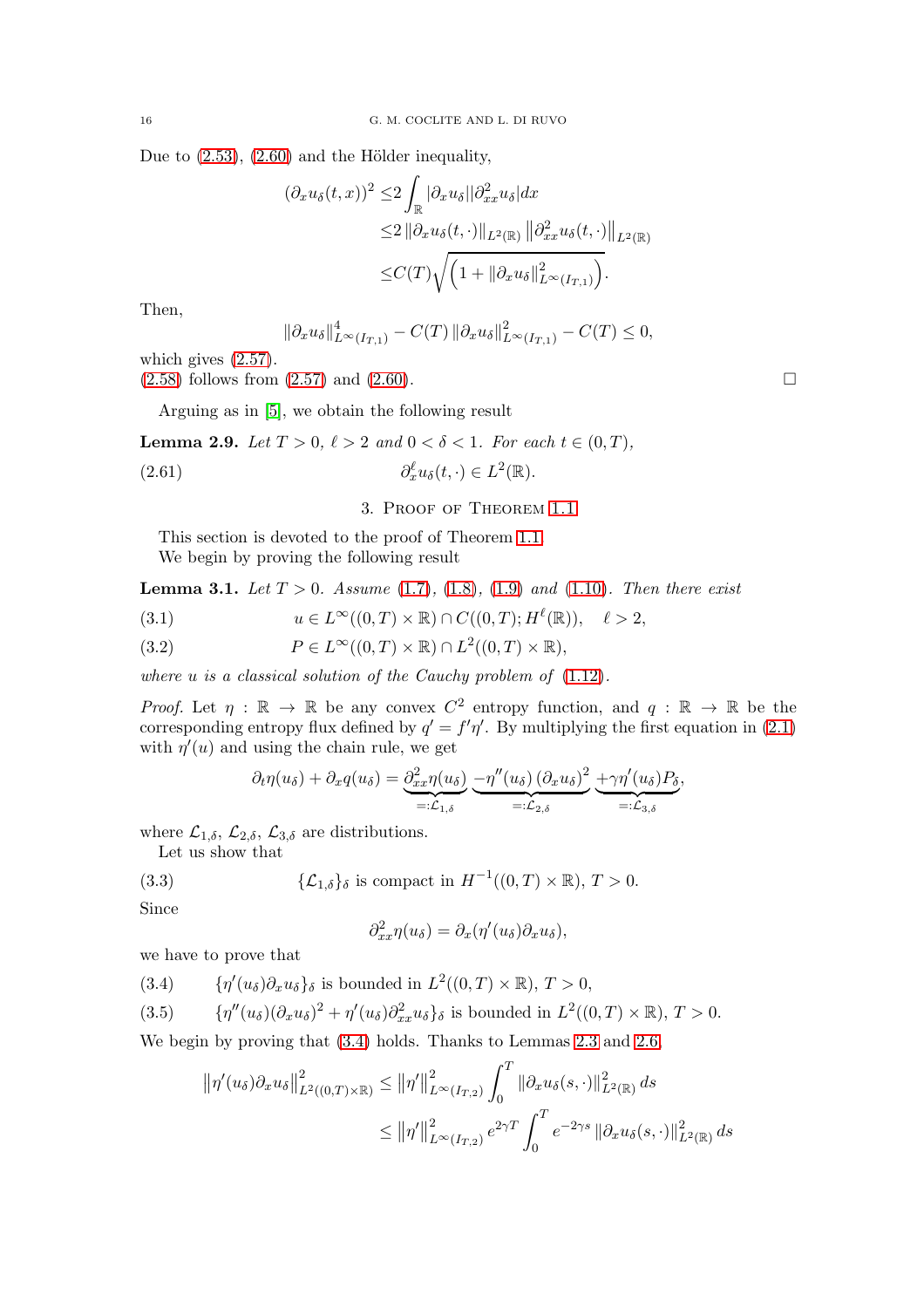Due to (2.53), (2.60) and the Hölder inequality,

$$
\begin{aligned}
(\partial_x u_\delta(t,x))^2 \leq & 2\int_{\mathbb{R}} |\partial_x u_\delta||\partial_{xx}^2 u_\delta| dx \\
\leq & 2\left\|\partial_x u_\delta(t,\cdot)\right\|_{L^2(\mathbb{R})} \left\|\partial_{xx}^2 u_\delta(t,\cdot)\right\|_{L^2(\mathbb{R})} \\
\leq & C(T)\sqrt{\left(1+\left\|\partial_x u_\delta\right\|^2_{L^\infty(I_{T,1})}\right)}.
\end{aligned}
$$

Then,

$$
\left\|\partial_x u_\delta\right\|^4_{L^\infty(I_{T,1})} - C(T)\left\|\partial_x u_\delta\right\|^2_{L^\infty(I_{T,1})} - C(T) \leq 0,
$$

which gives (2.57).

(2.58) follows from (2.57) and (2.60). $\square$

Arguing as in [5], we obtain the following result

**Lemma 2.9.** *Let $T > 0$, $\ell > 2$ and $0 < \delta < 1$. For each $t \in (0, T)$,*

$$
\partial_x^\ell u_\delta(t,\cdot) \in L^2(\mathbb{R}). \tag{2.61}
$$

## 3. Proof of Theorem 1.1

This section is devoted to the proof of Theorem 1.1.

We begin by proving the following result

**Lemma 3.1.** *Let $T > 0$. Assume (1.7), (1.8), (1.9) and (1.10). Then there exist*

$$
u \in L^\infty((0,T)\times\mathbb{R}) \cap C((0,T); H^\ell(\mathbb{R})), \quad \ell > 2, \tag{3.1}
$$

$$
P \in L^\infty((0,T)\times\mathbb{R}) \cap L^2((0,T)\times\mathbb{R}), \tag{3.2}
$$

*where $u$ is a classical solution of the Cauchy problem of (1.12).*

*Proof.* Let $\eta : \mathbb{R} \to \mathbb{R}$ be any convex $C^2$ entropy function, and $q : \mathbb{R} \to \mathbb{R}$ be the corresponding entropy flux defined by $q' = f'\eta'$. By multiplying the first equation in (2.1) with $\eta'(u)$ and using the chain rule, we get

$$
\partial_t \eta(u_\delta) + \partial_x q(u_\delta) = \underbrace{\partial_{xx}^2 \eta(u_\delta)}_{=:\mathcal{L}_{1,\delta}} \underbrace{-\eta''(u_\delta)\left(\partial_x u_\delta\right)^2}_{=:\mathcal{L}_{2,\delta}} \underbrace{+\gamma\eta'(u_\delta)P_\delta}_{=:\mathcal{L}_{3,\delta}},
$$

where $\mathcal{L}_{1,\delta}$, $\mathcal{L}_{2,\delta}$, $\mathcal{L}_{3,\delta}$ are distributions.

Let us show that

$$
\{\mathcal{L}_{1,\delta}\}_\delta \text{ is compact in } H^{-1}((0,T)\times\mathbb{R}),\ T > 0. \tag{3.3}
$$

Since

$$
\partial_{xx}^2 \eta(u_\delta) = \partial_x(\eta'(u_\delta)\partial_x u_\delta),
$$

we have to prove that

$$
\{\eta'(u_\delta)\partial_x u_\delta\}_\delta \text{ is bounded in } L^2((0,T)\times\mathbb{R}),\ T > 0, \tag{3.4}
$$

$$
\{\eta''(u_\delta)(\partial_x u_\delta)^2 + \eta'(u_\delta)\partial_{xx}^2 u_\delta\}_\delta \text{ is bounded in } L^2((0,T)\times\mathbb{R}),\ T > 0. \tag{3.5}
$$

We begin by proving that (3.4) holds. Thanks to Lemmas 2.3 and 2.6,

$$
\begin{aligned}
\left\|\eta'(u_\delta)\partial_x u_\delta\right\|^2_{L^2((0,T)\times\mathbb{R})} \leq & \left\|\eta'\right\|^2_{L^\infty(I_{T,2})} \int_0^T \left\|\partial_x u_\delta(s,\cdot)\right\|^2_{L^2(\mathbb{R})} ds \\
\leq & \left\|\eta'\right\|^2_{L^\infty(I_{T,2})} e^{2\gamma T} \int_0^T e^{-2\gamma s}\left\|\partial_x u_\delta(s,\cdot)\right\|^2_{L^2(\mathbb{R})} ds
\end{aligned}
$$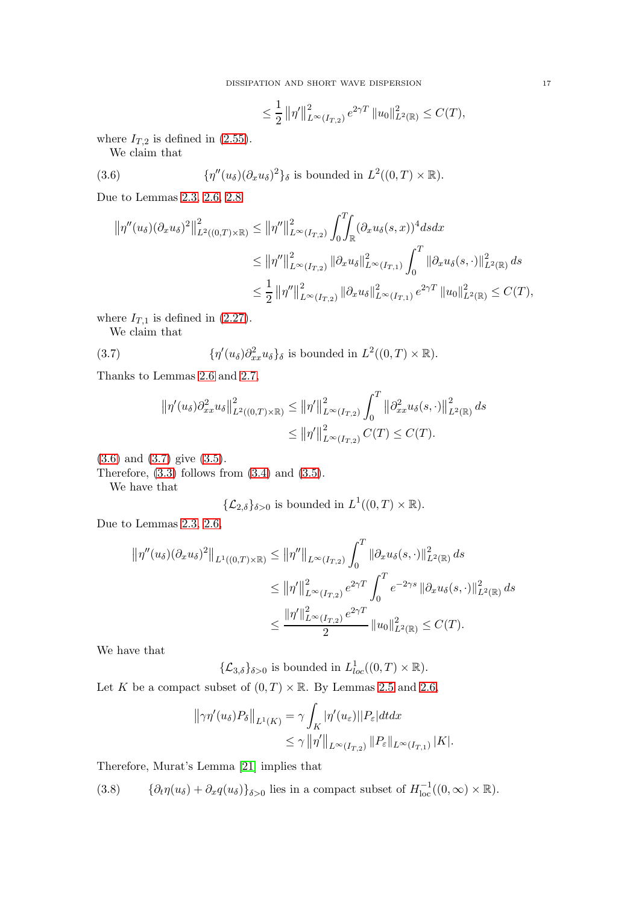$$\leq \frac{1}{2} \left\| \eta' \right\|^2_{L^\infty(I_{T,2})} e^{2\gamma T} \left\| u_0 \right\|^2_{L^2(\mathbb{R})} \leq C(T),$$

where $I_{T,2}$ is defined in (2.55).

We claim that

$$\{\eta''(u_\delta)(\partial_x u_\delta)^2\}_\delta \text{ is bounded in } L^2((0,T)\times\mathbb{R}). \tag{3.6}$$

Due to Lemmas 2.3, 2.6, 2.8,

$$\begin{aligned}
\left\| \eta''(u_\delta)(\partial_x u_\delta)^2 \right\|^2_{L^2((0,T)\times\mathbb{R})} &\leq \left\| \eta'' \right\|^2_{L^\infty(I_{T,2})} \int_0^T\!\!\int_{\mathbb{R}} (\partial_x u_\delta(s,x))^4 ds dx \\
&\leq \left\| \eta'' \right\|^2_{L^\infty(I_{T,2})} \left\| \partial_x u_\delta \right\|^2_{L^\infty(I_{T,1})} \int_0^T \left\| \partial_x u_\delta(s,\cdot) \right\|^2_{L^2(\mathbb{R})} ds \\
&\leq \frac{1}{2} \left\| \eta'' \right\|^2_{L^\infty(I_{T,2})} \left\| \partial_x u_\delta \right\|^2_{L^\infty(I_{T,1})} e^{2\gamma T} \left\| u_0 \right\|^2_{L^2(\mathbb{R})} \leq C(T),
\end{aligned}$$

where $I_{T,1}$ is defined in (2.27).

We claim that

$$\{\eta'(u_\delta)\partial^2_{xx} u_\delta\}_\delta \text{ is bounded in } L^2((0,T)\times\mathbb{R}). \tag{3.7}$$

Thanks to Lemmas 2.6 and 2.7,

$$\begin{aligned}
\left\| \eta'(u_\delta)\partial^2_{xx} u_\delta \right\|^2_{L^2((0,T)\times\mathbb{R})} &\leq \left\| \eta' \right\|^2_{L^\infty(I_{T,2})} \int_0^T \left\| \partial^2_{xx} u_\delta(s,\cdot) \right\|^2_{L^2(\mathbb{R})} ds \\
&\leq \left\| \eta' \right\|^2_{L^\infty(I_{T,2})} C(T) \leq C(T).
\end{aligned}$$

(3.6) and (3.7) give (3.5).

Therefore, (3.3) follows from (3.4) and (3.5).

We have that

$$\{\mathcal{L}_{2,\delta}\}_{\delta>0} \text{ is bounded in } L^1((0,T)\times\mathbb{R}).$$

Due to Lemmas 2.3, 2.6,

$$\begin{aligned}
\left\| \eta''(u_\delta)(\partial_x u_\delta)^2 \right\|_{L^1((0,T)\times\mathbb{R})} &\leq \left\| \eta'' \right\|_{L^\infty(I_{T,2})} \int_0^T \left\| \partial_x u_\delta(s,\cdot) \right\|^2_{L^2(\mathbb{R})} ds \\
&\leq \left\| \eta' \right\|^2_{L^\infty(I_{T,2})} e^{2\gamma T} \int_0^T e^{-2\gamma s} \left\| \partial_x u_\delta(s,\cdot) \right\|^2_{L^2(\mathbb{R})} ds \\
&\leq \frac{\left\| \eta' \right\|^2_{L^\infty(I_{T,2})} e^{2\gamma T}}{2} \left\| u_0 \right\|^2_{L^2(\mathbb{R})} \leq C(T).
\end{aligned}$$

We have that

$$\{\mathcal{L}_{3,\delta}\}_{\delta>0} \text{ is bounded in } L^1_{loc}((0,T)\times\mathbb{R}).$$

Let $K$ be a compact subset of $(0,T)\times\mathbb{R}$. By Lemmas 2.5 and 2.6,

$$\begin{aligned}
\left\| \gamma\eta'(u_\delta)P_\delta \right\|_{L^1(K)} &= \gamma \int_K |\eta'(u_\varepsilon)||P_\varepsilon| dt dx \\
&\leq \gamma \left\| \eta' \right\|_{L^\infty(I_{T,2})} \left\| P_\varepsilon \right\|_{L^\infty(I_{T,1})} |K|.
\end{aligned}$$

Therefore, Murat's Lemma [21] implies that

$$\{\partial_t \eta(u_\delta) + \partial_x q(u_\delta)\}_{\delta>0} \text{ lies in a compact subset of } H^{-1}_{\mathrm{loc}}((0,\infty)\times\mathbb{R}). \tag{3.8}$$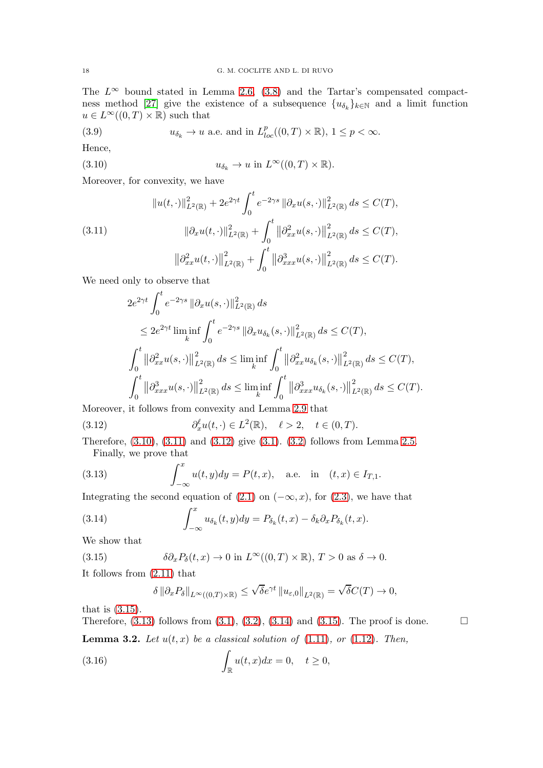The $L^\infty$ bound stated in Lemma 2.6, (3.8) and the Tartar's compensated compactness method [27] give the existence of a subsequence $\{u_{\delta_k}\}_{k\in\mathbb{N}}$ and a limit function $u \in L^\infty((0,T)\times\mathbb{R})$ such that

$$u_{\delta_k} \to u \text{ a.e. and in } L^p_{loc}((0,T)\times\mathbb{R}),\ 1 \le p < \infty. \tag{3.9}$$

Hence,

$$u_{\delta_k} \to u \text{ in } L^\infty((0,T)\times\mathbb{R}). \tag{3.10}$$

Moreover, for convexity, we have

$$\begin{aligned}
&\|u(t,\cdot)\|^2_{L^2(\mathbb{R})} + 2e^{2\gamma t}\int_0^t e^{-2\gamma s}\|\partial_x u(s,\cdot)\|^2_{L^2(\mathbb{R})}ds \le C(T),\\
&\|\partial_x u(t,\cdot)\|^2_{L^2(\mathbb{R})} + \int_0^t \left\|\partial^2_{xx} u(s,\cdot)\right\|^2_{L^2(\mathbb{R})}ds \le C(T),\\
&\left\|\partial^2_{xx} u(t,\cdot)\right\|^2_{L^2(\mathbb{R})} + \int_0^t \left\|\partial^3_{xxx} u(s,\cdot)\right\|^2_{L^2(\mathbb{R})}ds \le C(T).
\end{aligned} \tag{3.11}$$

We need only to observe that

$$\begin{aligned}
&2e^{2\gamma t}\int_0^t e^{-2\gamma s}\|\partial_x u(s,\cdot)\|^2_{L^2(\mathbb{R})}ds\\
&\quad\le 2e^{2\gamma t}\liminf_k \int_0^t e^{-2\gamma s}\|\partial_x u_{\delta_k}(s,\cdot)\|^2_{L^2(\mathbb{R})}ds \le C(T),\\
&\int_0^t \left\|\partial^2_{xx} u(s,\cdot)\right\|^2_{L^2(\mathbb{R})}ds \le \liminf_k \int_0^t \left\|\partial^2_{xx} u_{\delta_k}(s,\cdot)\right\|^2_{L^2(\mathbb{R})}ds \le C(T),\\
&\int_0^t \left\|\partial^3_{xxx} u(s,\cdot)\right\|^2_{L^2(\mathbb{R})}ds \le \liminf_k \int_0^t \left\|\partial^3_{xxx} u_{\delta_k}(s,\cdot)\right\|^2_{L^2(\mathbb{R})}ds \le C(T).
\end{aligned}$$

Moreover, it follows from convexity and Lemma 2.9 that

$$\partial^\ell_x u(t,\cdot) \in L^2(\mathbb{R}), \quad \ell > 2, \quad t \in (0,T). \tag{3.12}$$

Therefore, (3.10), (3.11) and (3.12) give (3.1). (3.2) follows from Lemma 2.5.

Finally, we prove that

$$\int_{-\infty}^x u(t,y)dy = P(t,x), \quad \text{a.e. in} \quad (t,x) \in I_{T,1}. \tag{3.13}$$

Integrating the second equation of (2.1) on $(-\infty,x)$, for (2.3), we have that

$$\int_{-\infty}^x u_{\delta_k}(t,y)dy = P_{\delta_k}(t,x) - \delta_k\partial_x P_{\delta_k}(t,x). \tag{3.14}$$

We show that

$$\delta\partial_x P_\delta(t,x) \to 0 \text{ in } L^\infty((0,T)\times\mathbb{R}),\ T > 0 \text{ as } \delta \to 0. \tag{3.15}$$

It follows from (2.11) that

$$\delta\|\partial_x P_\delta\|_{L^\infty((0,T)\times\mathbb{R})} \le \sqrt{\delta}e^{\gamma t}\|u_{\varepsilon,0}\|_{L^2(\mathbb{R})} = \sqrt{\delta}C(T) \to 0,$$

that is (3.15).

Therefore, (3.13) follows from (3.1), (3.2), (3.14) and (3.15). The proof is done. □

**Lemma 3.2.** *Let $u(t,x)$ be a classical solution of (1.11), or (1.12). Then,*

$$\int_{\mathbb{R}} u(t,x)dx = 0, \quad t \ge 0, \tag{3.16}$$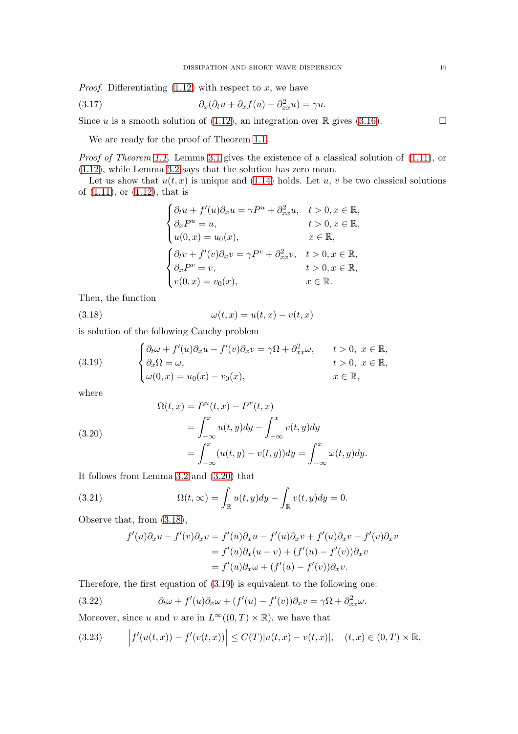*Proof.* Differentiating (1.12) with respect to $x$, we have

$$\partial_x(\partial_t u + \partial_x f(u) - \partial^2_{xx} u) = \gamma u. \tag{3.17}$$

Since $u$ is a smooth solution of (1.12), an integration over $\mathbb{R}$ gives (3.16). □

We are ready for the proof of Theorem 1.1.

*Proof of Theorem 1.1.* Lemma 3.1 gives the existence of a classical solution of (1.11), or (1.12), while Lemma 3.2 says that the solution has zero mean.

Let us show that $u(t,x)$ is unique and (1.14) holds. Let $u$, $v$ be two classical solutions of (1.11), or (1.12), that is

$$\begin{cases} \partial_t u + f'(u)\partial_x u = \gamma P^u + \partial^2_{xx} u, & t>0, x\in\mathbb{R},\\ \partial_x P^u = u, & t>0, x\in\mathbb{R},\\ u(0,x) = u_0(x), & x\in\mathbb{R}, \end{cases}$$

$$\begin{cases} \partial_t v + f'(v)\partial_x v = \gamma P^v + \partial^2_{xx} v, & t>0, x\in\mathbb{R},\\ \partial_x P^v = v, & t>0, x\in\mathbb{R},\\ v(0,x) = v_0(x), & x\in\mathbb{R}. \end{cases}$$

Then, the function

$$\omega(t,x) = u(t,x) - v(t,x) \tag{3.18}$$

is solution of the following Cauchy problem

$$\begin{cases} \partial_t \omega + f'(u)\partial_x u - f'(v)\partial_x v = \gamma\Omega + \partial^2_{xx}\omega, & t>0,\ x\in\mathbb{R},\\ \partial_x\Omega = \omega, & t>0,\ x\in\mathbb{R},\\ \omega(0,x) = u_0(x) - v_0(x), & x\in\mathbb{R}, \end{cases} \tag{3.19}$$

where

$$\begin{aligned} \Omega(t,x) &= P^u(t,x) - P^v(t,x)\\ &= \int_{-\infty}^x u(t,y)dy - \int_{-\infty}^x v(t,y)dy\\ &= \int_{-\infty}^x (u(t,y) - v(t,y))dy = \int_{-\infty}^x \omega(t,y)dy. \end{aligned} \tag{3.20}$$

It follows from Lemma 3.2 and (3.20) that

$$\Omega(t,\infty) = \int_{\mathbb{R}} u(t,y)dy - \int_{\mathbb{R}} v(t,y)dy = 0. \tag{3.21}$$

Observe that, from (3.18),

$$\begin{aligned} f'(u)\partial_x u - f'(v)\partial_x v &= f'(u)\partial_x u - f'(u)\partial_x v + f'(u)\partial_x v - f'(v)\partial_x v\\ &= f'(u)\partial_x(u-v) + (f'(u) - f'(v))\partial_x v\\ &= f'(u)\partial_x\omega + (f'(u) - f'(v))\partial_x v. \end{aligned}$$

Therefore, the first equation of (3.19) is equivalent to the following one:

$$\partial_t\omega + f'(u)\partial_x\omega + (f'(u) - f'(v))\partial_x v = \gamma\Omega + \partial^2_{xx}\omega. \tag{3.22}$$

Moreover, since $u$ and $v$ are in $L^\infty((0,T)\times\mathbb{R})$, we have that

$$\Big|f'(u(t,x)) - f'(v(t,x))\Big| \le C(T)|u(t,x) - v(t,x)|, \quad (t,x)\in(0,T)\times\mathbb{R}, \tag{3.23}$$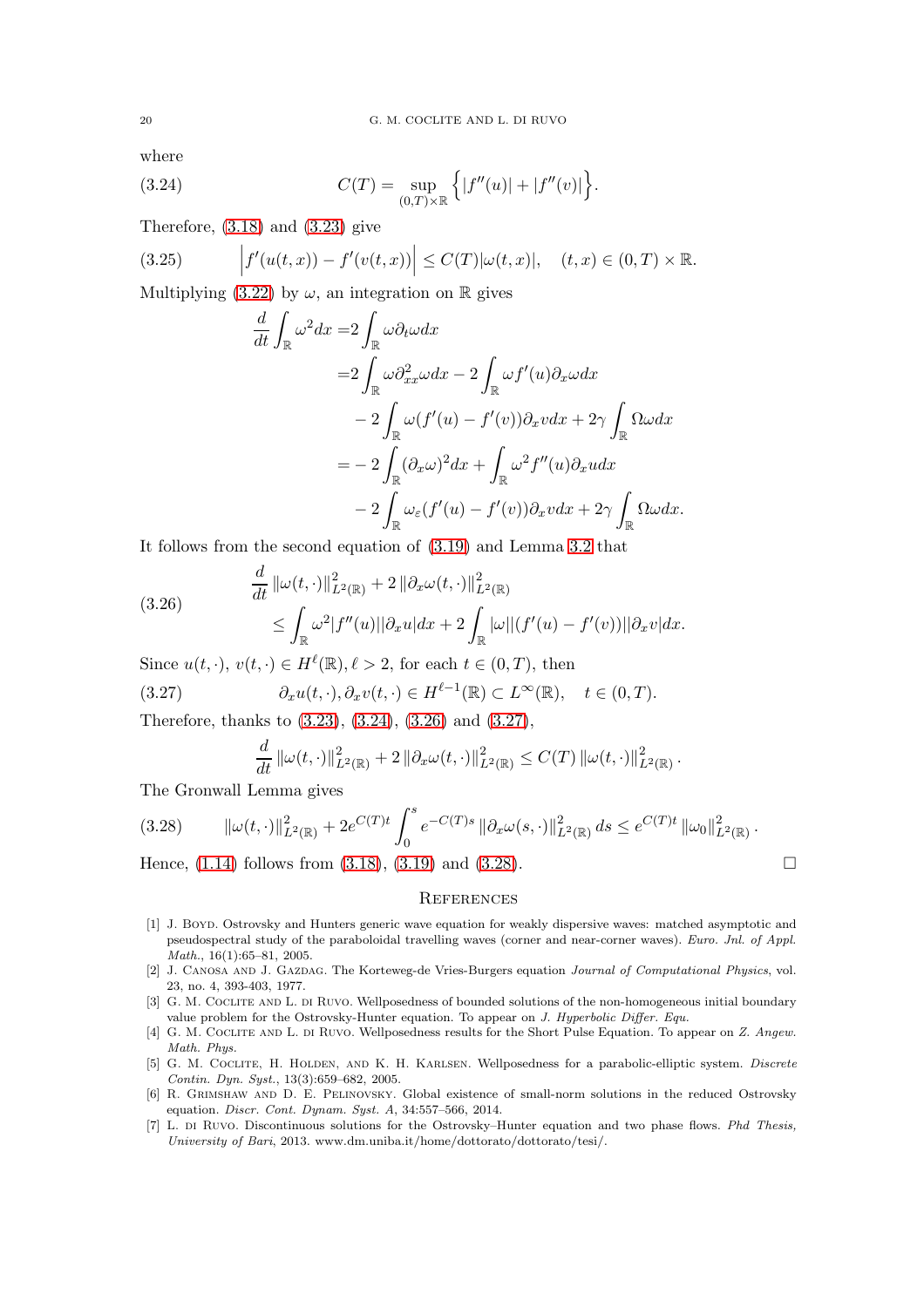where

$$C(T) = \sup_{(0,T)\times\mathbb{R}} \Big\{ |f''(u)| + |f''(v)| \Big\}. \tag{3.24}$$

Therefore, (3.18) and (3.23) give

$$\Big| f'(u(t,x)) - f'(v(t,x)) \Big| \le C(T)|\omega(t,x)|, \quad (t,x) \in (0,T)\times\mathbb{R}. \tag{3.25}$$

Multiplying (3.22) by $\omega$, an integration on $\mathbb{R}$ gives

$$\begin{aligned}
\frac{d}{dt}\int_{\mathbb{R}} \omega^2 dx =& 2\int_{\mathbb{R}} \omega \partial_t \omega dx \\
=& 2\int_{\mathbb{R}} \omega \partial_{xx}^2 \omega dx - 2\int_{\mathbb{R}} \omega f'(u)\partial_x \omega dx \\
& - 2\int_{\mathbb{R}} \omega (f'(u) - f'(v))\partial_x v dx + 2\gamma \int_{\mathbb{R}} \Omega \omega dx \\
=& -2\int_{\mathbb{R}} (\partial_x \omega)^2 dx + \int_{\mathbb{R}} \omega^2 f''(u)\partial_x u dx \\
& - 2\int_{\mathbb{R}} \omega_\varepsilon (f'(u) - f'(v))\partial_x v dx + 2\gamma \int_{\mathbb{R}} \Omega \omega dx.
\end{aligned}$$

It follows from the second equation of (3.19) and Lemma 3.2 that

$$\begin{aligned}
&\frac{d}{dt}\left\| \omega(t,\cdot) \right\|^2_{L^2(\mathbb{R})} + 2\left\| \partial_x \omega(t,\cdot) \right\|^2_{L^2(\mathbb{R})} \\
&\qquad \le \int_{\mathbb{R}} \omega^2 |f''(u)||\partial_x u| dx + 2\int_{\mathbb{R}} |\omega||(f'(u) - f'(v))||\partial_x v| dx.
\end{aligned} \tag{3.26}$$

Since $u(t,\cdot)$, $v(t,\cdot) \in H^\ell(\mathbb{R}), \ell > 2$, for each $t \in (0,T)$, then

$$\partial_x u(t,\cdot), \partial_x v(t,\cdot) \in H^{\ell-1}(\mathbb{R}) \subset L^\infty(\mathbb{R}), \quad t \in (0,T). \tag{3.27}$$

Therefore, thanks to (3.23), (3.24), (3.26) and (3.27),

$$\frac{d}{dt}\left\| \omega(t,\cdot) \right\|^2_{L^2(\mathbb{R})} + 2\left\| \partial_x \omega(t,\cdot) \right\|^2_{L^2(\mathbb{R})} \le C(T)\left\| \omega(t,\cdot) \right\|^2_{L^2(\mathbb{R})}.$$

The Gronwall Lemma gives

$$\left\| \omega(t,\cdot) \right\|^2_{L^2(\mathbb{R})} + 2e^{C(T)t}\int_0^s e^{-C(T)s}\left\| \partial_x \omega(s,\cdot) \right\|^2_{L^2(\mathbb{R})} ds \le e^{C(T)t}\left\| \omega_0 \right\|^2_{L^2(\mathbb{R})}. \tag{3.28}$$

Hence, (1.14) follows from (3.18), (3.19) and (3.28). $\square$

## References

[1] J. Boyd. Ostrovsky and Hunters generic wave equation for weakly dispersive waves: matched asymptotic and pseudospectral study of the paraboloidal travelling waves (corner and near-corner waves). *Euro. Jnl. of Appl. Math.*, 16(1):65–81, 2005.

[2] J. Canosa and J. Gazdag. The Korteweg-de Vries-Burgers equation *Journal of Computational Physics*, vol. 23, no. 4, 393-403, 1977.

[3] G. M. Coclite and L. di Ruvo. Wellposedness of bounded solutions of the non-homogeneous initial boundary value problem for the Ostrovsky-Hunter equation. To appear on *J. Hyperbolic Differ. Equ.*

[4] G. M. Coclite and L. di Ruvo. Wellposedness results for the Short Pulse Equation. To appear on *Z. Angew. Math. Phys.*

[5] G. M. Coclite, H. Holden, and K. H. Karlsen. Wellposedness for a parabolic-elliptic system. *Discrete Contin. Dyn. Syst.*, 13(3):659–682, 2005.

[6] R. Grimshaw and D. E. Pelinovsky. Global existence of small-norm solutions in the reduced Ostrovsky equation. *Discr. Cont. Dynam. Syst. A*, 34:557–566, 2014.

[7] L. di Ruvo. Discontinuous solutions for the Ostrovsky–Hunter equation and two phase flows. *Phd Thesis, University of Bari*, 2013. www.dm.uniba.it/home/dottorato/dottorato/tesi/.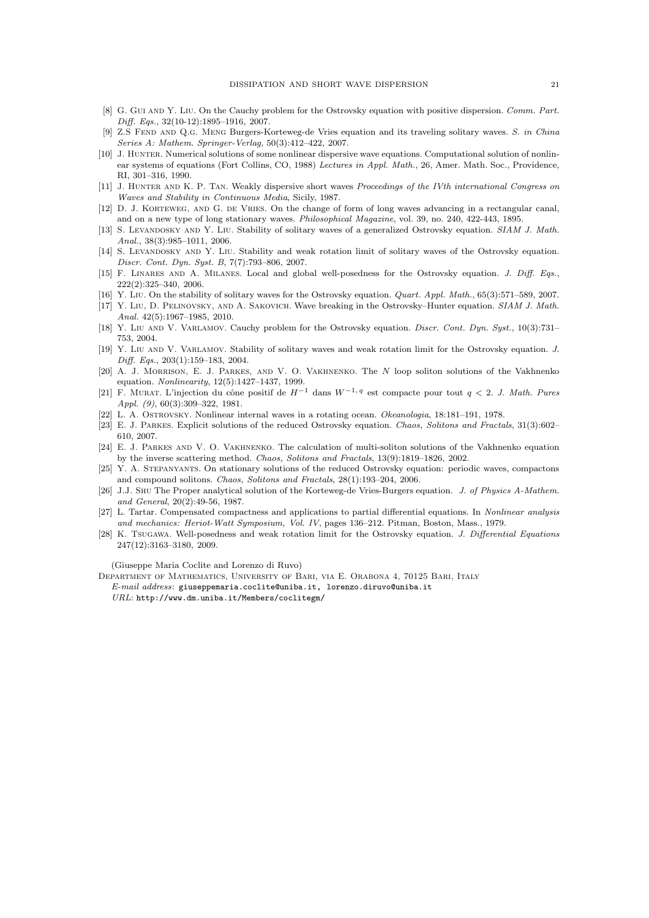[8] G. Gui and Y. Liu. On the Cauchy problem for the Ostrovsky equation with positive dispersion. *Comm. Part. Diff. Eqs.*, 32(10-12):1895–1916, 2007.

[9] Z.S Fend and Q.G. Meng Burgers-Korteweg-de Vries equation and its traveling solitary waves. *S. in China Series A: Mathem. Springer-Verlag*, 50(3):412–422, 2007.

[10] J. Hunter. Numerical solutions of some nonlinear dispersive wave equations. Computational solution of nonlinear systems of equations (Fort Collins, CO, 1988) *Lectures in Appl. Math.*, 26, Amer. Math. Soc., Providence, RI, 301–316, 1990.

[11] J. Hunter and K. P. Tan. Weakly dispersive short waves *Proceedings of the IVth international Congress on Waves and Stability in Continuous Media*, Sicily, 1987.

[12] D. J. Korteweg, and G. de Vries. On the change of form of long waves advancing in a rectangular canal, and on a new type of long stationary waves. *Philosophical Magazine*, vol. 39, no. 240, 422-443, 1895.

[13] S. Levandosky and Y. Liu. Stability of solitary waves of a generalized Ostrovsky equation. *SIAM J. Math. Anal.*, 38(3):985–1011, 2006.

[14] S. Levandosky and Y. Liu. Stability and weak rotation limit of solitary waves of the Ostrovsky equation. *Discr. Cont. Dyn. Syst. B*, 7(7):793–806, 2007.

[15] F. Linares and A. Milanes. Local and global well-posedness for the Ostrovsky equation. *J. Diff. Eqs.*, 222(2):325–340, 2006.

[16] Y. Liu. On the stability of solitary waves for the Ostrovsky equation. *Quart. Appl. Math.*, 65(3):571–589, 2007.

[17] Y. Liu, D. Pelinovsky, and A. Sakovich. Wave breaking in the Ostrovsky–Hunter equation. *SIAM J. Math. Anal.* 42(5):1967–1985, 2010.

[18] Y. Liu and V. Varlamov. Cauchy problem for the Ostrovsky equation. *Discr. Cont. Dyn. Syst.*, 10(3):731–753, 2004.

[19] Y. Liu and V. Varlamov. Stability of solitary waves and weak rotation limit for the Ostrovsky equation. *J. Diff. Eqs.*, 203(1):159–183, 2004.

[20] A. J. Morrison, E. J. Parkes, and V. O. Vakhnenko. The $N$ loop soliton solutions of the Vakhnenko equation. *Nonlinearity*, 12(5):1427–1437, 1999.

[21] F. Murat. L'injection du cône positif de $H^{-1}$ dans $W^{-1,q}$ est compacte pour tout $q < 2$. *J. Math. Pures Appl. (9)*, 60(3):309–322, 1981.

[22] L. A. Ostrovsky. Nonlinear internal waves in a rotating ocean. *Okeanologia*, 18:181–191, 1978.

[23] E. J. Parkes. Explicit solutions of the reduced Ostrovsky equation. *Chaos, Solitons and Fractals*, 31(3):602–610, 2007.

[24] E. J. Parkes and V. O. Vakhnenko. The calculation of multi-soliton solutions of the Vakhnenko equation by the inverse scattering method. *Chaos, Solitons and Fractals*, 13(9):1819–1826, 2002.

[25] Y. A. Stepanyants. On stationary solutions of the reduced Ostrovsky equation: periodic waves, compactons and compound solitons. *Chaos, Solitons and Fractals*, 28(1):193–204, 2006.

[26] J.J. Shu The Proper analytical solution of the Korteweg-de Vries-Burgers equation. *J. of Physics A-Mathem. and General*, 20(2):49-56, 1987.

[27] L. Tartar. Compensated compactness and applications to partial differential equations. In *Nonlinear analysis and mechanics: Heriot-Watt Symposium, Vol. IV*, pages 136–212. Pitman, Boston, Mass., 1979.

[28] K. Tsugawa. Well-posedness and weak rotation limit for the Ostrovsky equation. *J. Differential Equations* 247(12):3163–3180, 2009.

(Giuseppe Maria Coclite and Lorenzo di Ruvo)

Department of Mathematics, University of Bari, via E. Orabona 4, 70125 Bari, Italy

*E-mail address*: giuseppemaria.coclite@uniba.it, lorenzo.diruvo@uniba.it

*URL*: http://www.dm.uniba.it/Members/coclitegm/